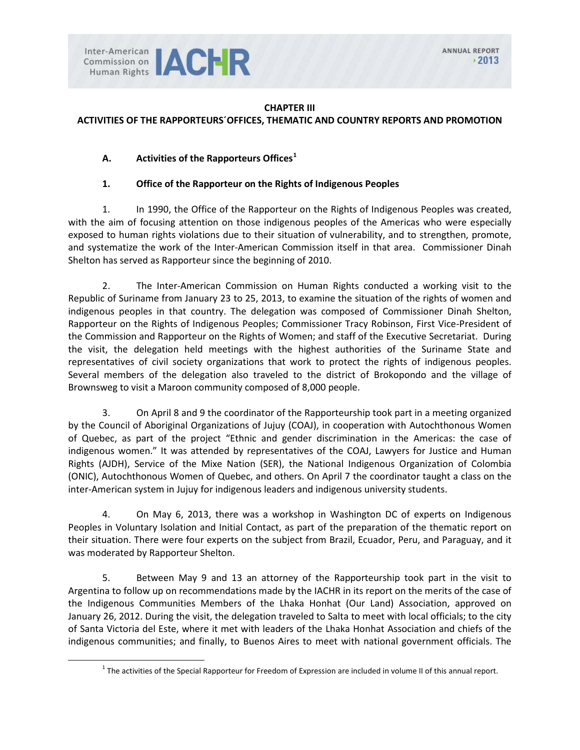## CHAPTER III
## ACTIVITIES OF THE RAPPORTEURS´OFFICES, THEMATIC AND COUNTRY REPORTS AND PROMOTION

### A. Activities of the Rapporteurs Offices[1]

#### 1. Office of the Rapporteur on the Rights of Indigenous Peoples

1. In 1990, the Office of the Rapporteur on the Rights of Indigenous Peoples was created, with the aim of focusing attention on those indigenous peoples of the Americas who were especially exposed to human rights violations due to their situation of vulnerability, and to strengthen, promote, and systematize the work of the Inter-American Commission itself in that area. Commissioner Dinah Shelton has served as Rapporteur since the beginning of 2010.

2. The Inter-American Commission on Human Rights conducted a working visit to the Republic of Suriname from January 23 to 25, 2013, to examine the situation of the rights of women and indigenous peoples in that country. The delegation was composed of Commissioner Dinah Shelton, Rapporteur on the Rights of Indigenous Peoples; Commissioner Tracy Robinson, First Vice-President of the Commission and Rapporteur on the Rights of Women; and staff of the Executive Secretariat. During the visit, the delegation held meetings with the highest authorities of the Suriname State and representatives of civil society organizations that work to protect the rights of indigenous peoples. Several members of the delegation also traveled to the district of Brokopondo and the village of Brownsweg to visit a Maroon community composed of 8,000 people.

3. On April 8 and 9 the coordinator of the Rapporteurship took part in a meeting organized by the Council of Aboriginal Organizations of Jujuy (COAJ), in cooperation with Autochthonous Women of Quebec, as part of the project "Ethnic and gender discrimination in the Americas: the case of indigenous women." It was attended by representatives of the COAJ, Lawyers for Justice and Human Rights (AJDH), Service of the Mixe Nation (SER), the National Indigenous Organization of Colombia (ONIC), Autochthonous Women of Quebec, and others. On April 7 the coordinator taught a class on the inter-American system in Jujuy for indigenous leaders and indigenous university students.

4. On May 6, 2013, there was a workshop in Washington DC of experts on Indigenous Peoples in Voluntary Isolation and Initial Contact, as part of the preparation of the thematic report on their situation. There were four experts on the subject from Brazil, Ecuador, Peru, and Paraguay, and it was moderated by Rapporteur Shelton.

5. Between May 9 and 13 an attorney of the Rapporteurship took part in the visit to Argentina to follow up on recommendations made by the IACHR in its report on the merits of the case of the Indigenous Communities Members of the Lhaka Honhat (Our Land) Association, approved on January 26, 2012. During the visit, the delegation traveled to Salta to meet with local officials; to the city of Santa Victoria del Este, where it met with leaders of the Lhaka Honhat Association and chiefs of the indigenous communities; and finally, to Buenos Aires to meet with national government officials. The

[1] The activities of the Special Rapporteur for Freedom of Expression are included in volume II of this annual report.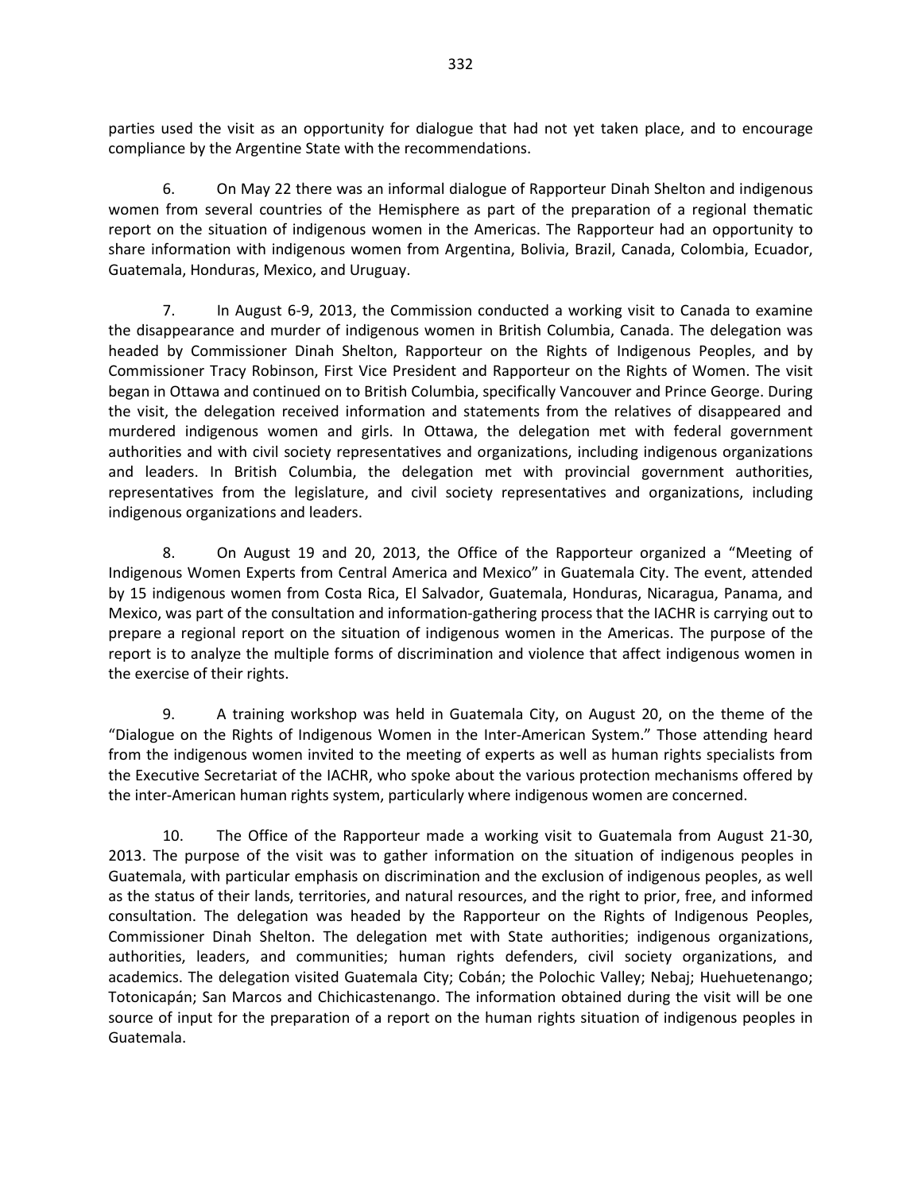parties used the visit as an opportunity for dialogue that had not yet taken place, and to encourage compliance by the Argentine State with the recommendations.

6. On May 22 there was an informal dialogue of Rapporteur Dinah Shelton and indigenous women from several countries of the Hemisphere as part of the preparation of a regional thematic report on the situation of indigenous women in the Americas. The Rapporteur had an opportunity to share information with indigenous women from Argentina, Bolivia, Brazil, Canada, Colombia, Ecuador, Guatemala, Honduras, Mexico, and Uruguay.

7. In August 6-9, 2013, the Commission conducted a working visit to Canada to examine the disappearance and murder of indigenous women in British Columbia, Canada. The delegation was headed by Commissioner Dinah Shelton, Rapporteur on the Rights of Indigenous Peoples, and by Commissioner Tracy Robinson, First Vice President and Rapporteur on the Rights of Women. The visit began in Ottawa and continued on to British Columbia, specifically Vancouver and Prince George. During the visit, the delegation received information and statements from the relatives of disappeared and murdered indigenous women and girls. In Ottawa, the delegation met with federal government authorities and with civil society representatives and organizations, including indigenous organizations and leaders. In British Columbia, the delegation met with provincial government authorities, representatives from the legislature, and civil society representatives and organizations, including indigenous organizations and leaders.

8. On August 19 and 20, 2013, the Office of the Rapporteur organized a "Meeting of Indigenous Women Experts from Central America and Mexico" in Guatemala City. The event, attended by 15 indigenous women from Costa Rica, El Salvador, Guatemala, Honduras, Nicaragua, Panama, and Mexico, was part of the consultation and information-gathering process that the IACHR is carrying out to prepare a regional report on the situation of indigenous women in the Americas. The purpose of the report is to analyze the multiple forms of discrimination and violence that affect indigenous women in the exercise of their rights.

9. A training workshop was held in Guatemala City, on August 20, on the theme of the "Dialogue on the Rights of Indigenous Women in the Inter-American System." Those attending heard from the indigenous women invited to the meeting of experts as well as human rights specialists from the Executive Secretariat of the IACHR, who spoke about the various protection mechanisms offered by the inter-American human rights system, particularly where indigenous women are concerned.

10. The Office of the Rapporteur made a working visit to Guatemala from August 21-30, 2013. The purpose of the visit was to gather information on the situation of indigenous peoples in Guatemala, with particular emphasis on discrimination and the exclusion of indigenous peoples, as well as the status of their lands, territories, and natural resources, and the right to prior, free, and informed consultation. The delegation was headed by the Rapporteur on the Rights of Indigenous Peoples, Commissioner Dinah Shelton. The delegation met with State authorities; indigenous organizations, authorities, leaders, and communities; human rights defenders, civil society organizations, and academics. The delegation visited Guatemala City; Cobán; the Polochic Valley; Nebaj; Huehuetenango; Totonicapán; San Marcos and Chichicastenango. The information obtained during the visit will be one source of input for the preparation of a report on the human rights situation of indigenous peoples in Guatemala.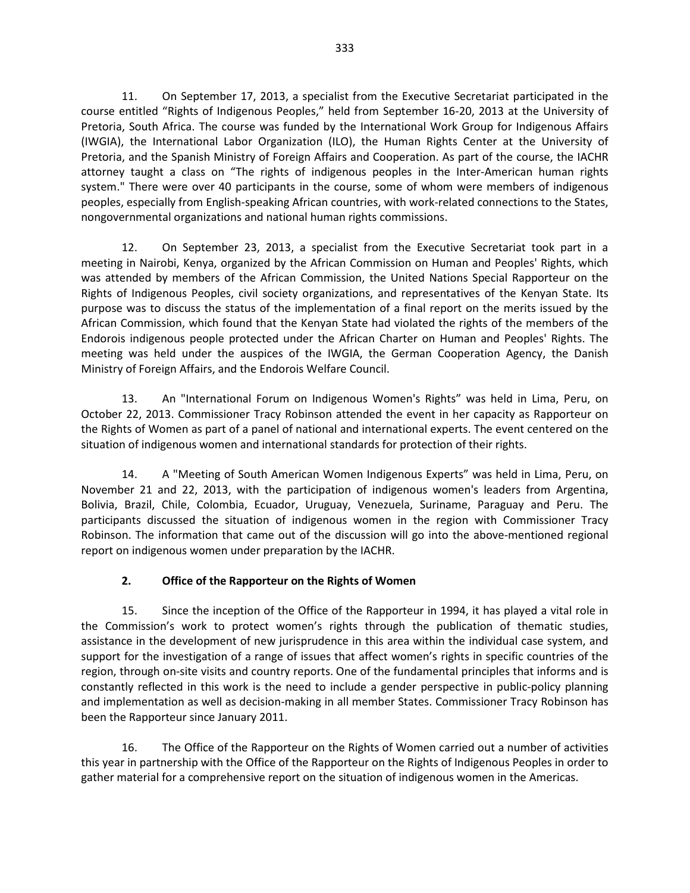11. On September 17, 2013, a specialist from the Executive Secretariat participated in the course entitled "Rights of Indigenous Peoples," held from September 16-20, 2013 at the University of Pretoria, South Africa. The course was funded by the International Work Group for Indigenous Affairs (IWGIA), the International Labor Organization (ILO), the Human Rights Center at the University of Pretoria, and the Spanish Ministry of Foreign Affairs and Cooperation. As part of the course, the IACHR attorney taught a class on "The rights of indigenous peoples in the Inter-American human rights system." There were over 40 participants in the course, some of whom were members of indigenous peoples, especially from English-speaking African countries, with work-related connections to the States, nongovernmental organizations and national human rights commissions.

12. On September 23, 2013, a specialist from the Executive Secretariat took part in a meeting in Nairobi, Kenya, organized by the African Commission on Human and Peoples' Rights, which was attended by members of the African Commission, the United Nations Special Rapporteur on the Rights of Indigenous Peoples, civil society organizations, and representatives of the Kenyan State. Its purpose was to discuss the status of the implementation of a final report on the merits issued by the African Commission, which found that the Kenyan State had violated the rights of the members of the Endorois indigenous people protected under the African Charter on Human and Peoples' Rights. The meeting was held under the auspices of the IWGIA, the German Cooperation Agency, the Danish Ministry of Foreign Affairs, and the Endorois Welfare Council.

13. An "International Forum on Indigenous Women's Rights" was held in Lima, Peru, on October 22, 2013. Commissioner Tracy Robinson attended the event in her capacity as Rapporteur on the Rights of Women as part of a panel of national and international experts. The event centered on the situation of indigenous women and international standards for protection of their rights.

14. A "Meeting of South American Women Indigenous Experts" was held in Lima, Peru, on November 21 and 22, 2013, with the participation of indigenous women's leaders from Argentina, Bolivia, Brazil, Chile, Colombia, Ecuador, Uruguay, Venezuela, Suriname, Paraguay and Peru. The participants discussed the situation of indigenous women in the region with Commissioner Tracy Robinson. The information that came out of the discussion will go into the above-mentioned regional report on indigenous women under preparation by the IACHR.

### 2. Office of the Rapporteur on the Rights of Women

15. Since the inception of the Office of the Rapporteur in 1994, it has played a vital role in the Commission's work to protect women's rights through the publication of thematic studies, assistance in the development of new jurisprudence in this area within the individual case system, and support for the investigation of a range of issues that affect women's rights in specific countries of the region, through on-site visits and country reports. One of the fundamental principles that informs and is constantly reflected in this work is the need to include a gender perspective in public-policy planning and implementation as well as decision-making in all member States. Commissioner Tracy Robinson has been the Rapporteur since January 2011.

16. The Office of the Rapporteur on the Rights of Women carried out a number of activities this year in partnership with the Office of the Rapporteur on the Rights of Indigenous Peoples in order to gather material for a comprehensive report on the situation of indigenous women in the Americas.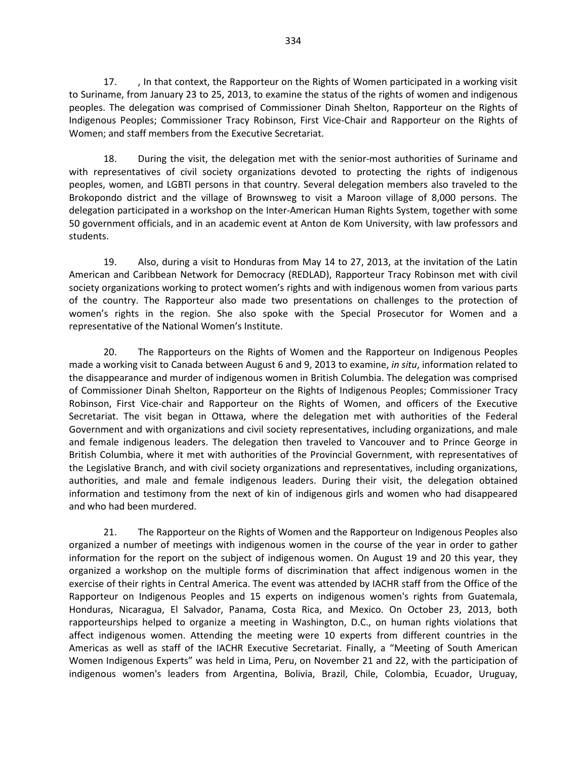17. , In that context, the Rapporteur on the Rights of Women participated in a working visit to Suriname, from January 23 to 25, 2013, to examine the status of the rights of women and indigenous peoples. The delegation was comprised of Commissioner Dinah Shelton, Rapporteur on the Rights of Indigenous Peoples; Commissioner Tracy Robinson, First Vice-Chair and Rapporteur on the Rights of Women; and staff members from the Executive Secretariat.

18. During the visit, the delegation met with the senior-most authorities of Suriname and with representatives of civil society organizations devoted to protecting the rights of indigenous peoples, women, and LGBTI persons in that country. Several delegation members also traveled to the Brokopondo district and the village of Brownsweg to visit a Maroon village of 8,000 persons. The delegation participated in a workshop on the Inter-American Human Rights System, together with some 50 government officials, and in an academic event at Anton de Kom University, with law professors and students.

19. Also, during a visit to Honduras from May 14 to 27, 2013, at the invitation of the Latin American and Caribbean Network for Democracy (REDLAD), Rapporteur Tracy Robinson met with civil society organizations working to protect women's rights and with indigenous women from various parts of the country. The Rapporteur also made two presentations on challenges to the protection of women's rights in the region. She also spoke with the Special Prosecutor for Women and a representative of the National Women's Institute.

20. The Rapporteurs on the Rights of Women and the Rapporteur on Indigenous Peoples made a working visit to Canada between August 6 and 9, 2013 to examine, *in situ*, information related to the disappearance and murder of indigenous women in British Columbia. The delegation was comprised of Commissioner Dinah Shelton, Rapporteur on the Rights of Indigenous Peoples; Commissioner Tracy Robinson, First Vice-chair and Rapporteur on the Rights of Women, and officers of the Executive Secretariat. The visit began in Ottawa, where the delegation met with authorities of the Federal Government and with organizations and civil society representatives, including organizations, and male and female indigenous leaders. The delegation then traveled to Vancouver and to Prince George in British Columbia, where it met with authorities of the Provincial Government, with representatives of the Legislative Branch, and with civil society organizations and representatives, including organizations, authorities, and male and female indigenous leaders. During their visit, the delegation obtained information and testimony from the next of kin of indigenous girls and women who had disappeared and who had been murdered.

21. The Rapporteur on the Rights of Women and the Rapporteur on Indigenous Peoples also organized a number of meetings with indigenous women in the course of the year in order to gather information for the report on the subject of indigenous women. On August 19 and 20 this year, they organized a workshop on the multiple forms of discrimination that affect indigenous women in the exercise of their rights in Central America. The event was attended by IACHR staff from the Office of the Rapporteur on Indigenous Peoples and 15 experts on indigenous women's rights from Guatemala, Honduras, Nicaragua, El Salvador, Panama, Costa Rica, and Mexico. On October 23, 2013, both rapporteurships helped to organize a meeting in Washington, D.C., on human rights violations that affect indigenous women. Attending the meeting were 10 experts from different countries in the Americas as well as staff of the IACHR Executive Secretariat. Finally, a "Meeting of South American Women Indigenous Experts" was held in Lima, Peru, on November 21 and 22, with the participation of indigenous women's leaders from Argentina, Bolivia, Brazil, Chile, Colombia, Ecuador, Uruguay,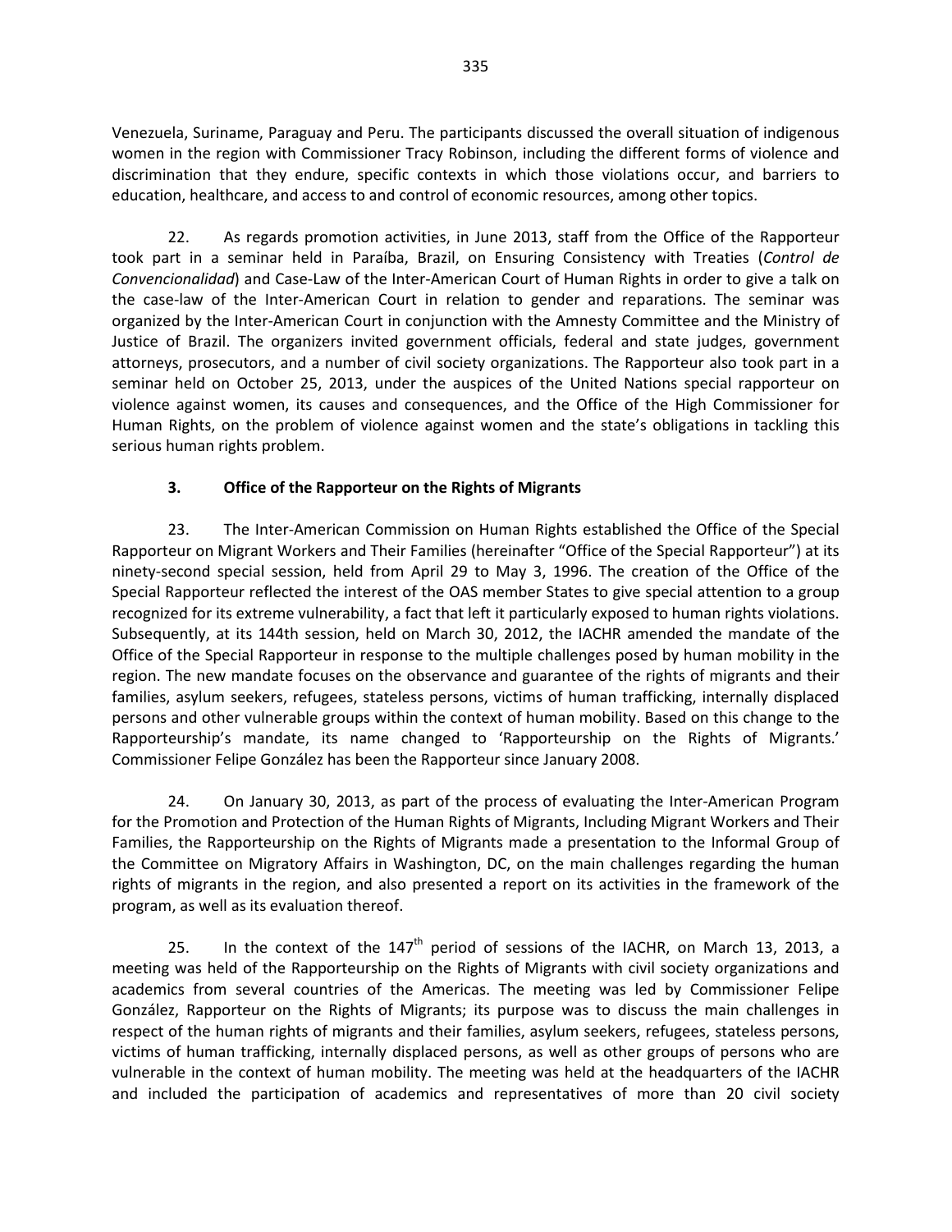Venezuela, Suriname, Paraguay and Peru. The participants discussed the overall situation of indigenous women in the region with Commissioner Tracy Robinson, including the different forms of violence and discrimination that they endure, specific contexts in which those violations occur, and barriers to education, healthcare, and access to and control of economic resources, among other topics.

22. As regards promotion activities, in June 2013, staff from the Office of the Rapporteur took part in a seminar held in Paraíba, Brazil, on Ensuring Consistency with Treaties (*Control de Convencionalidad*) and Case-Law of the Inter-American Court of Human Rights in order to give a talk on the case-law of the Inter-American Court in relation to gender and reparations. The seminar was organized by the Inter-American Court in conjunction with the Amnesty Committee and the Ministry of Justice of Brazil. The organizers invited government officials, federal and state judges, government attorneys, prosecutors, and a number of civil society organizations. The Rapporteur also took part in a seminar held on October 25, 2013, under the auspices of the United Nations special rapporteur on violence against women, its causes and consequences, and the Office of the High Commissioner for Human Rights, on the problem of violence against women and the state's obligations in tackling this serious human rights problem.

### 3. Office of the Rapporteur on the Rights of Migrants

23. The Inter-American Commission on Human Rights established the Office of the Special Rapporteur on Migrant Workers and Their Families (hereinafter "Office of the Special Rapporteur") at its ninety-second special session, held from April 29 to May 3, 1996. The creation of the Office of the Special Rapporteur reflected the interest of the OAS member States to give special attention to a group recognized for its extreme vulnerability, a fact that left it particularly exposed to human rights violations. Subsequently, at its 144th session, held on March 30, 2012, the IACHR amended the mandate of the Office of the Special Rapporteur in response to the multiple challenges posed by human mobility in the region. The new mandate focuses on the observance and guarantee of the rights of migrants and their families, asylum seekers, refugees, stateless persons, victims of human trafficking, internally displaced persons and other vulnerable groups within the context of human mobility. Based on this change to the Rapporteurship's mandate, its name changed to 'Rapporteurship on the Rights of Migrants.' Commissioner Felipe González has been the Rapporteur since January 2008.

24. On January 30, 2013, as part of the process of evaluating the Inter-American Program for the Promotion and Protection of the Human Rights of Migrants, Including Migrant Workers and Their Families, the Rapporteurship on the Rights of Migrants made a presentation to the Informal Group of the Committee on Migratory Affairs in Washington, DC, on the main challenges regarding the human rights of migrants in the region, and also presented a report on its activities in the framework of the program, as well as its evaluation thereof.

25. In the context of the 147th period of sessions of the IACHR, on March 13, 2013, a meeting was held of the Rapporteurship on the Rights of Migrants with civil society organizations and academics from several countries of the Americas. The meeting was led by Commissioner Felipe González, Rapporteur on the Rights of Migrants; its purpose was to discuss the main challenges in respect of the human rights of migrants and their families, asylum seekers, refugees, stateless persons, victims of human trafficking, internally displaced persons, as well as other groups of persons who are vulnerable in the context of human mobility. The meeting was held at the headquarters of the IACHR and included the participation of academics and representatives of more than 20 civil society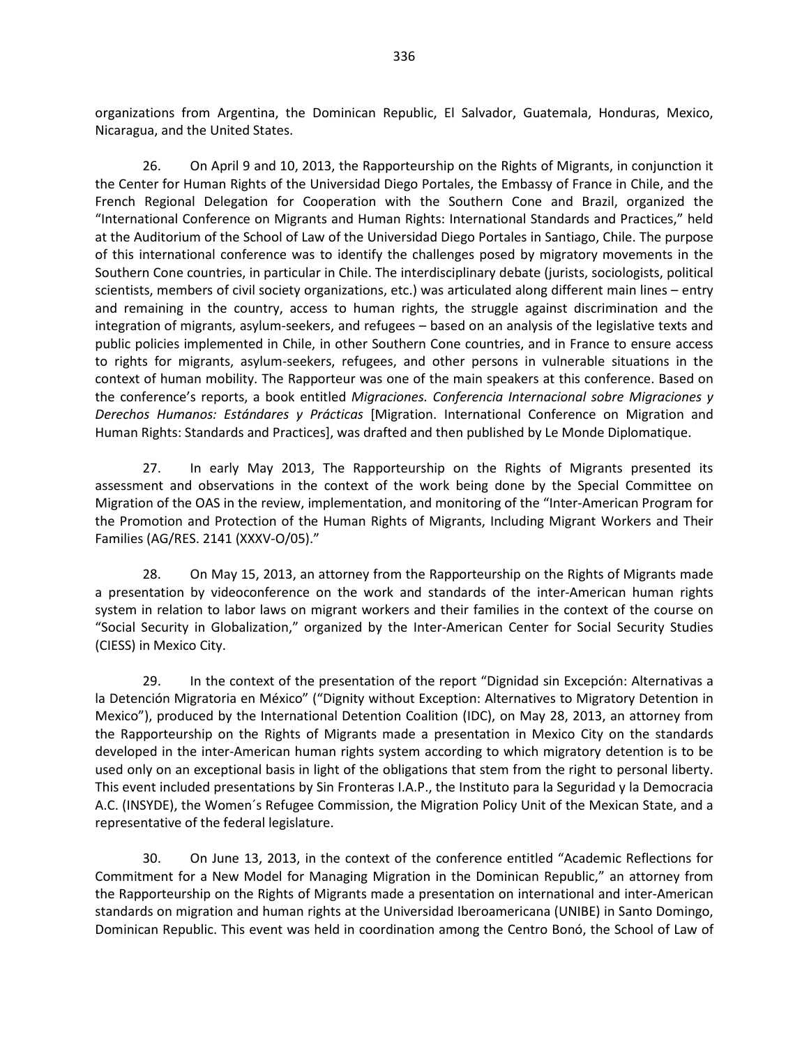organizations from Argentina, the Dominican Republic, El Salvador, Guatemala, Honduras, Mexico, Nicaragua, and the United States.

26. On April 9 and 10, 2013, the Rapporteurship on the Rights of Migrants, in conjunction it the Center for Human Rights of the Universidad Diego Portales, the Embassy of France in Chile, and the French Regional Delegation for Cooperation with the Southern Cone and Brazil, organized the "International Conference on Migrants and Human Rights: International Standards and Practices," held at the Auditorium of the School of Law of the Universidad Diego Portales in Santiago, Chile. The purpose of this international conference was to identify the challenges posed by migratory movements in the Southern Cone countries, in particular in Chile. The interdisciplinary debate (jurists, sociologists, political scientists, members of civil society organizations, etc.) was articulated along different main lines – entry and remaining in the country, access to human rights, the struggle against discrimination and the integration of migrants, asylum-seekers, and refugees – based on an analysis of the legislative texts and public policies implemented in Chile, in other Southern Cone countries, and in France to ensure access to rights for migrants, asylum-seekers, refugees, and other persons in vulnerable situations in the context of human mobility. The Rapporteur was one of the main speakers at this conference. Based on the conference's reports, a book entitled *Migraciones. Conferencia Internacional sobre Migraciones y Derechos Humanos: Estándares y Prácticas* [Migration. International Conference on Migration and Human Rights: Standards and Practices], was drafted and then published by Le Monde Diplomatique.

27. In early May 2013, The Rapporteurship on the Rights of Migrants presented its assessment and observations in the context of the work being done by the Special Committee on Migration of the OAS in the review, implementation, and monitoring of the "Inter-American Program for the Promotion and Protection of the Human Rights of Migrants, Including Migrant Workers and Their Families (AG/RES. 2141 (XXXV-O/05)."

28. On May 15, 2013, an attorney from the Rapporteurship on the Rights of Migrants made a presentation by videoconference on the work and standards of the inter-American human rights system in relation to labor laws on migrant workers and their families in the context of the course on "Social Security in Globalization," organized by the Inter-American Center for Social Security Studies (CIESS) in Mexico City.

29. In the context of the presentation of the report "Dignidad sin Excepción: Alternativas a la Detención Migratoria en México" ("Dignity without Exception: Alternatives to Migratory Detention in Mexico"), produced by the International Detention Coalition (IDC), on May 28, 2013, an attorney from the Rapporteurship on the Rights of Migrants made a presentation in Mexico City on the standards developed in the inter-American human rights system according to which migratory detention is to be used only on an exceptional basis in light of the obligations that stem from the right to personal liberty. This event included presentations by Sin Fronteras I.A.P., the Instituto para la Seguridad y la Democracia A.C. (INSYDE), the Women´s Refugee Commission, the Migration Policy Unit of the Mexican State, and a representative of the federal legislature.

30. On June 13, 2013, in the context of the conference entitled "Academic Reflections for Commitment for a New Model for Managing Migration in the Dominican Republic," an attorney from the Rapporteurship on the Rights of Migrants made a presentation on international and inter-American standards on migration and human rights at the Universidad Iberoamericana (UNIBE) in Santo Domingo, Dominican Republic. This event was held in coordination among the Centro Bonó, the School of Law of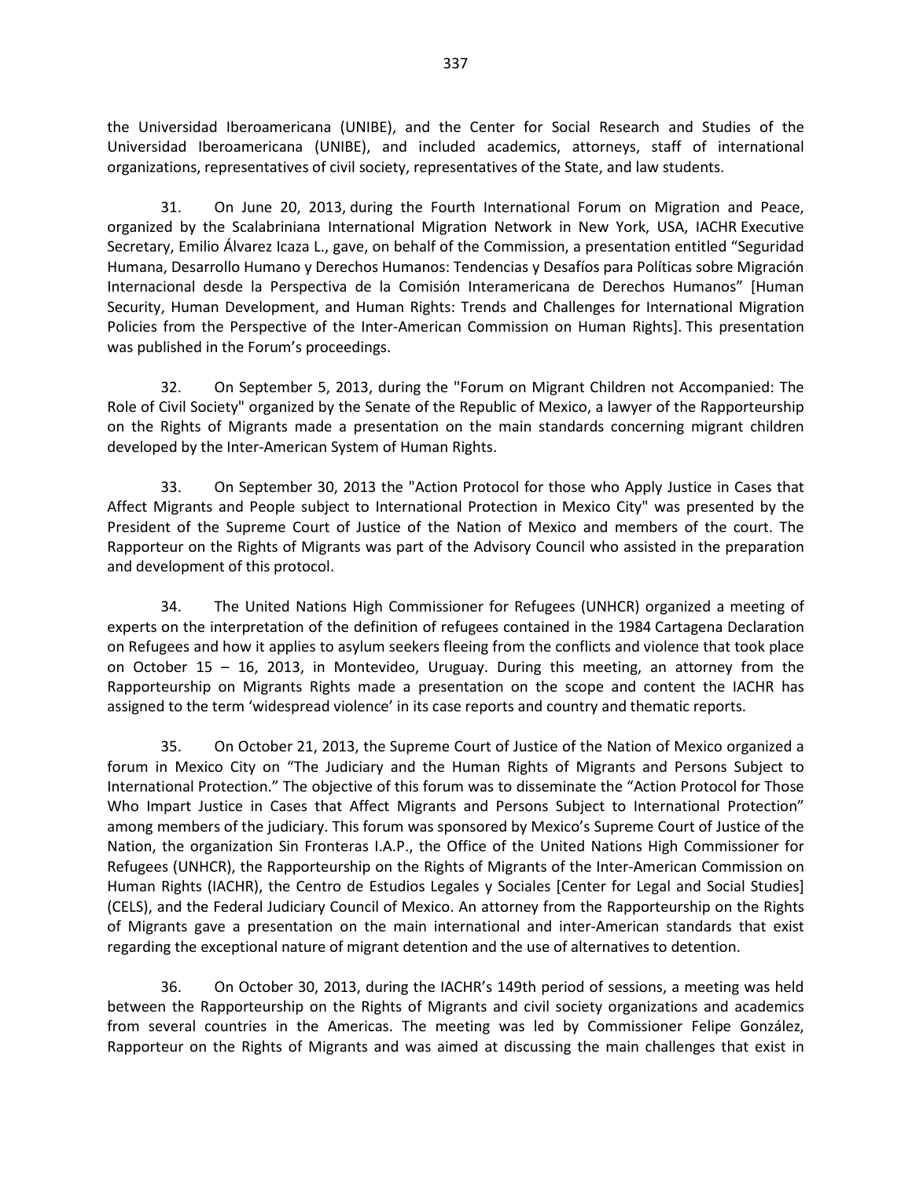the Universidad Iberoamericana (UNIBE), and the Center for Social Research and Studies of the Universidad Iberoamericana (UNIBE), and included academics, attorneys, staff of international organizations, representatives of civil society, representatives of the State, and law students.

31. On June 20, 2013, during the Fourth International Forum on Migration and Peace, organized by the Scalabriniana International Migration Network in New York, USA, IACHR Executive Secretary, Emilio Álvarez Icaza L., gave, on behalf of the Commission, a presentation entitled "Seguridad Humana, Desarrollo Humano y Derechos Humanos: Tendencias y Desafíos para Políticas sobre Migración Internacional desde la Perspectiva de la Comisión Interamericana de Derechos Humanos" [Human Security, Human Development, and Human Rights: Trends and Challenges for International Migration Policies from the Perspective of the Inter-American Commission on Human Rights]. This presentation was published in the Forum's proceedings.

32. On September 5, 2013, during the "Forum on Migrant Children not Accompanied: The Role of Civil Society" organized by the Senate of the Republic of Mexico, a lawyer of the Rapporteurship on the Rights of Migrants made a presentation on the main standards concerning migrant children developed by the Inter-American System of Human Rights.

33. On September 30, 2013 the "Action Protocol for those who Apply Justice in Cases that Affect Migrants and People subject to International Protection in Mexico City" was presented by the President of the Supreme Court of Justice of the Nation of Mexico and members of the court. The Rapporteur on the Rights of Migrants was part of the Advisory Council who assisted in the preparation and development of this protocol.

34. The United Nations High Commissioner for Refugees (UNHCR) organized a meeting of experts on the interpretation of the definition of refugees contained in the 1984 Cartagena Declaration on Refugees and how it applies to asylum seekers fleeing from the conflicts and violence that took place on October 15 – 16, 2013, in Montevideo, Uruguay. During this meeting, an attorney from the Rapporteurship on Migrants Rights made a presentation on the scope and content the IACHR has assigned to the term 'widespread violence' in its case reports and country and thematic reports.

35. On October 21, 2013, the Supreme Court of Justice of the Nation of Mexico organized a forum in Mexico City on "The Judiciary and the Human Rights of Migrants and Persons Subject to International Protection." The objective of this forum was to disseminate the "Action Protocol for Those Who Impart Justice in Cases that Affect Migrants and Persons Subject to International Protection" among members of the judiciary. This forum was sponsored by Mexico's Supreme Court of Justice of the Nation, the organization Sin Fronteras I.A.P., the Office of the United Nations High Commissioner for Refugees (UNHCR), the Rapporteurship on the Rights of Migrants of the Inter-American Commission on Human Rights (IACHR), the Centro de Estudios Legales y Sociales [Center for Legal and Social Studies] (CELS), and the Federal Judiciary Council of Mexico. An attorney from the Rapporteurship on the Rights of Migrants gave a presentation on the main international and inter-American standards that exist regarding the exceptional nature of migrant detention and the use of alternatives to detention.

36. On October 30, 2013, during the IACHR's 149th period of sessions, a meeting was held between the Rapporteurship on the Rights of Migrants and civil society organizations and academics from several countries in the Americas. The meeting was led by Commissioner Felipe González, Rapporteur on the Rights of Migrants and was aimed at discussing the main challenges that exist in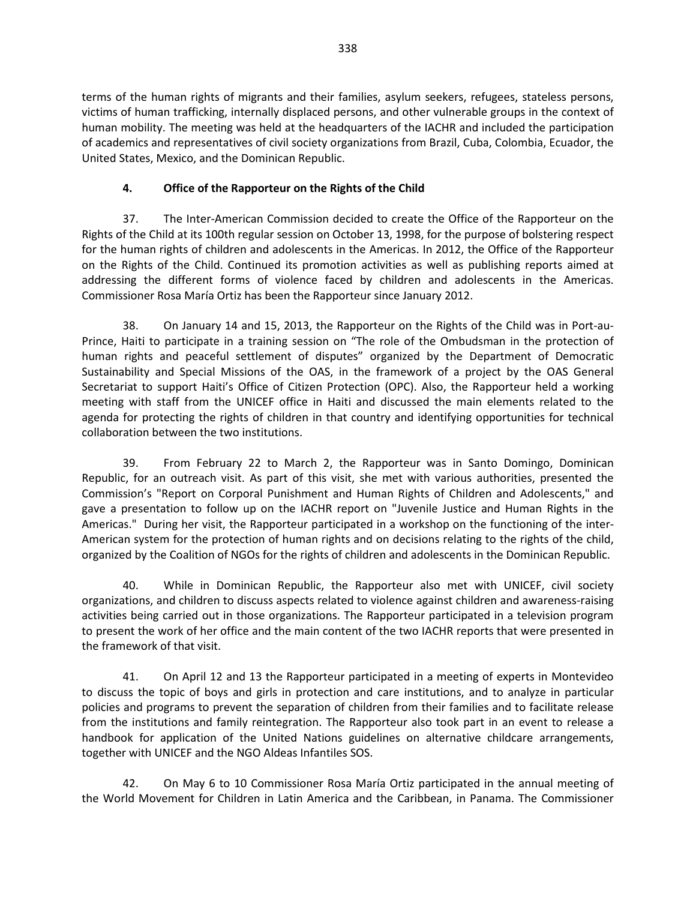terms of the human rights of migrants and their families, asylum seekers, refugees, stateless persons, victims of human trafficking, internally displaced persons, and other vulnerable groups in the context of human mobility. The meeting was held at the headquarters of the IACHR and included the participation of academics and representatives of civil society organizations from Brazil, Cuba, Colombia, Ecuador, the United States, Mexico, and the Dominican Republic.

### 4. Office of the Rapporteur on the Rights of the Child

37. The Inter-American Commission decided to create the Office of the Rapporteur on the Rights of the Child at its 100th regular session on October 13, 1998, for the purpose of bolstering respect for the human rights of children and adolescents in the Americas. In 2012, the Office of the Rapporteur on the Rights of the Child. Continued its promotion activities as well as publishing reports aimed at addressing the different forms of violence faced by children and adolescents in the Americas. Commissioner Rosa María Ortiz has been the Rapporteur since January 2012.

38. On January 14 and 15, 2013, the Rapporteur on the Rights of the Child was in Port-au-Prince, Haiti to participate in a training session on "The role of the Ombudsman in the protection of human rights and peaceful settlement of disputes" organized by the Department of Democratic Sustainability and Special Missions of the OAS, in the framework of a project by the OAS General Secretariat to support Haiti's Office of Citizen Protection (OPC). Also, the Rapporteur held a working meeting with staff from the UNICEF office in Haiti and discussed the main elements related to the agenda for protecting the rights of children in that country and identifying opportunities for technical collaboration between the two institutions.

39. From February 22 to March 2, the Rapporteur was in Santo Domingo, Dominican Republic, for an outreach visit. As part of this visit, she met with various authorities, presented the Commission's "Report on Corporal Punishment and Human Rights of Children and Adolescents," and gave a presentation to follow up on the IACHR report on "Juvenile Justice and Human Rights in the Americas." During her visit, the Rapporteur participated in a workshop on the functioning of the inter-American system for the protection of human rights and on decisions relating to the rights of the child, organized by the Coalition of NGOs for the rights of children and adolescents in the Dominican Republic.

40. While in Dominican Republic, the Rapporteur also met with UNICEF, civil society organizations, and children to discuss aspects related to violence against children and awareness-raising activities being carried out in those organizations. The Rapporteur participated in a television program to present the work of her office and the main content of the two IACHR reports that were presented in the framework of that visit.

41. On April 12 and 13 the Rapporteur participated in a meeting of experts in Montevideo to discuss the topic of boys and girls in protection and care institutions, and to analyze in particular policies and programs to prevent the separation of children from their families and to facilitate release from the institutions and family reintegration. The Rapporteur also took part in an event to release a handbook for application of the United Nations guidelines on alternative childcare arrangements, together with UNICEF and the NGO Aldeas Infantiles SOS.

42. On May 6 to 10 Commissioner Rosa María Ortiz participated in the annual meeting of the World Movement for Children in Latin America and the Caribbean, in Panama. The Commissioner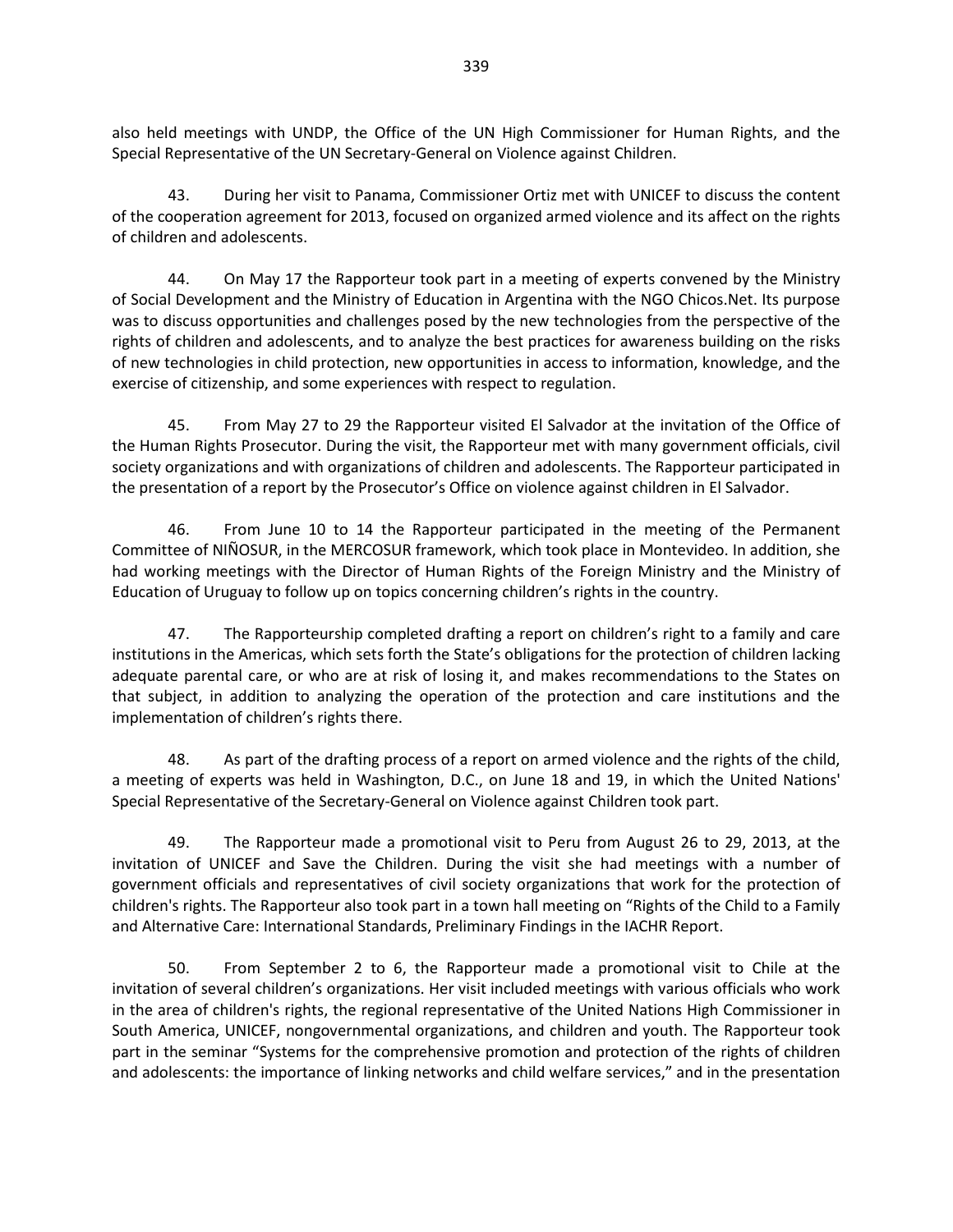also held meetings with UNDP, the Office of the UN High Commissioner for Human Rights, and the Special Representative of the UN Secretary-General on Violence against Children.

43. During her visit to Panama, Commissioner Ortiz met with UNICEF to discuss the content of the cooperation agreement for 2013, focused on organized armed violence and its affect on the rights of children and adolescents.

44. On May 17 the Rapporteur took part in a meeting of experts convened by the Ministry of Social Development and the Ministry of Education in Argentina with the NGO Chicos.Net. Its purpose was to discuss opportunities and challenges posed by the new technologies from the perspective of the rights of children and adolescents, and to analyze the best practices for awareness building on the risks of new technologies in child protection, new opportunities in access to information, knowledge, and the exercise of citizenship, and some experiences with respect to regulation.

45. From May 27 to 29 the Rapporteur visited El Salvador at the invitation of the Office of the Human Rights Prosecutor. During the visit, the Rapporteur met with many government officials, civil society organizations and with organizations of children and adolescents. The Rapporteur participated in the presentation of a report by the Prosecutor's Office on violence against children in El Salvador.

46. From June 10 to 14 the Rapporteur participated in the meeting of the Permanent Committee of NIÑOSUR, in the MERCOSUR framework, which took place in Montevideo. In addition, she had working meetings with the Director of Human Rights of the Foreign Ministry and the Ministry of Education of Uruguay to follow up on topics concerning children's rights in the country.

47. The Rapporteurship completed drafting a report on children's right to a family and care institutions in the Americas, which sets forth the State's obligations for the protection of children lacking adequate parental care, or who are at risk of losing it, and makes recommendations to the States on that subject, in addition to analyzing the operation of the protection and care institutions and the implementation of children's rights there.

48. As part of the drafting process of a report on armed violence and the rights of the child, a meeting of experts was held in Washington, D.C., on June 18 and 19, in which the United Nations' Special Representative of the Secretary-General on Violence against Children took part.

49. The Rapporteur made a promotional visit to Peru from August 26 to 29, 2013, at the invitation of UNICEF and Save the Children. During the visit she had meetings with a number of government officials and representatives of civil society organizations that work for the protection of children's rights. The Rapporteur also took part in a town hall meeting on "Rights of the Child to a Family and Alternative Care: International Standards, Preliminary Findings in the IACHR Report.

50. From September 2 to 6, the Rapporteur made a promotional visit to Chile at the invitation of several children's organizations. Her visit included meetings with various officials who work in the area of children's rights, the regional representative of the United Nations High Commissioner in South America, UNICEF, nongovernmental organizations, and children and youth. The Rapporteur took part in the seminar "Systems for the comprehensive promotion and protection of the rights of children and adolescents: the importance of linking networks and child welfare services," and in the presentation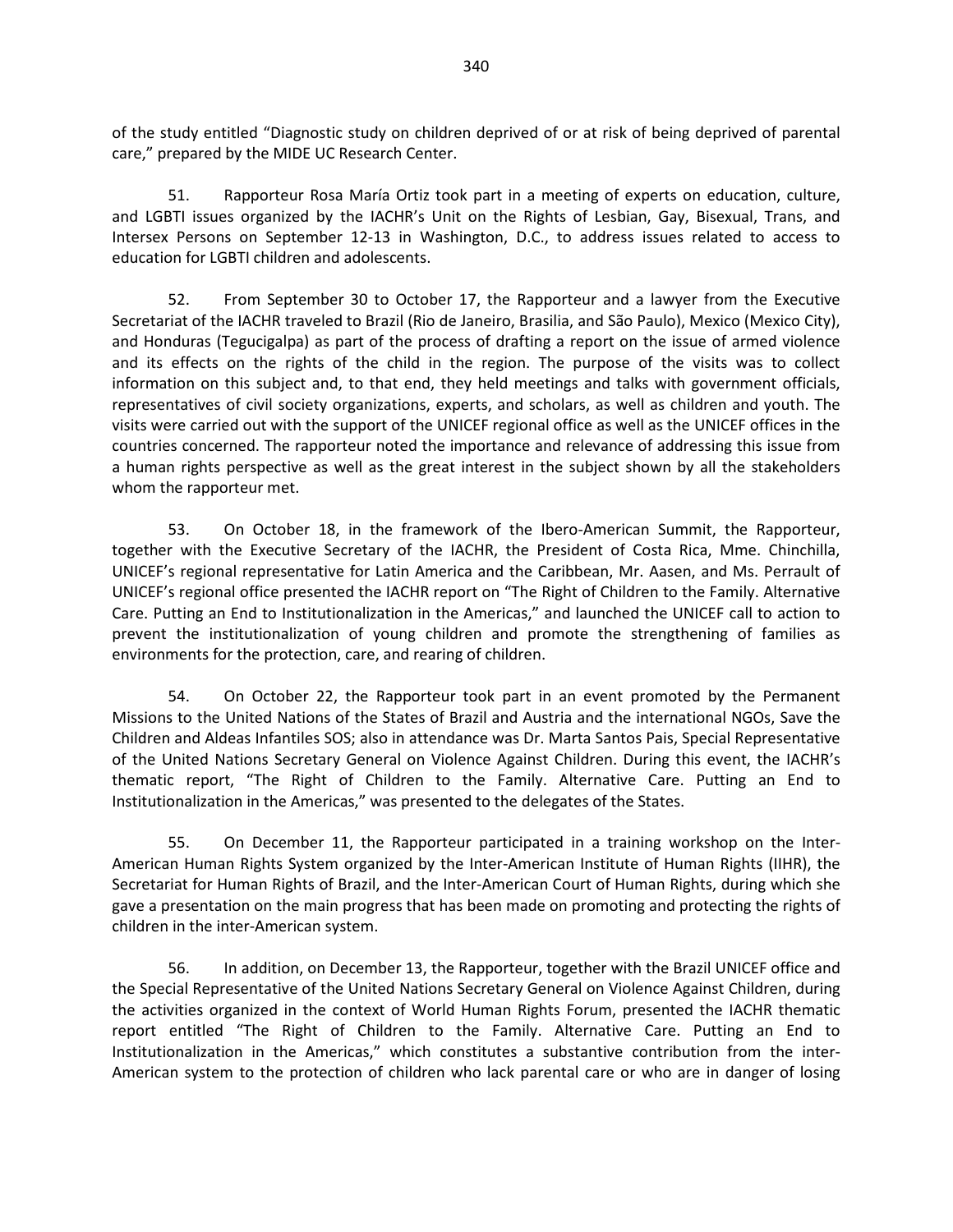of the study entitled "Diagnostic study on children deprived of or at risk of being deprived of parental care," prepared by the MIDE UC Research Center.

51. Rapporteur Rosa María Ortiz took part in a meeting of experts on education, culture, and LGBTI issues organized by the IACHR's Unit on the Rights of Lesbian, Gay, Bisexual, Trans, and Intersex Persons on September 12-13 in Washington, D.C., to address issues related to access to education for LGBTI children and adolescents.

52. From September 30 to October 17, the Rapporteur and a lawyer from the Executive Secretariat of the IACHR traveled to Brazil (Rio de Janeiro, Brasilia, and São Paulo), Mexico (Mexico City), and Honduras (Tegucigalpa) as part of the process of drafting a report on the issue of armed violence and its effects on the rights of the child in the region. The purpose of the visits was to collect information on this subject and, to that end, they held meetings and talks with government officials, representatives of civil society organizations, experts, and scholars, as well as children and youth. The visits were carried out with the support of the UNICEF regional office as well as the UNICEF offices in the countries concerned. The rapporteur noted the importance and relevance of addressing this issue from a human rights perspective as well as the great interest in the subject shown by all the stakeholders whom the rapporteur met.

53. On October 18, in the framework of the Ibero-American Summit, the Rapporteur, together with the Executive Secretary of the IACHR, the President of Costa Rica, Mme. Chinchilla, UNICEF's regional representative for Latin America and the Caribbean, Mr. Aasen, and Ms. Perrault of UNICEF's regional office presented the IACHR report on "The Right of Children to the Family. Alternative Care. Putting an End to Institutionalization in the Americas," and launched the UNICEF call to action to prevent the institutionalization of young children and promote the strengthening of families as environments for the protection, care, and rearing of children.

54. On October 22, the Rapporteur took part in an event promoted by the Permanent Missions to the United Nations of the States of Brazil and Austria and the international NGOs, Save the Children and Aldeas Infantiles SOS; also in attendance was Dr. Marta Santos Pais, Special Representative of the United Nations Secretary General on Violence Against Children. During this event, the IACHR's thematic report, "The Right of Children to the Family. Alternative Care. Putting an End to Institutionalization in the Americas," was presented to the delegates of the States.

55. On December 11, the Rapporteur participated in a training workshop on the Inter-American Human Rights System organized by the Inter-American Institute of Human Rights (IIHR), the Secretariat for Human Rights of Brazil, and the Inter-American Court of Human Rights, during which she gave a presentation on the main progress that has been made on promoting and protecting the rights of children in the inter-American system.

56. In addition, on December 13, the Rapporteur, together with the Brazil UNICEF office and the Special Representative of the United Nations Secretary General on Violence Against Children, during the activities organized in the context of World Human Rights Forum, presented the IACHR thematic report entitled "The Right of Children to the Family. Alternative Care. Putting an End to Institutionalization in the Americas," which constitutes a substantive contribution from the inter-American system to the protection of children who lack parental care or who are in danger of losing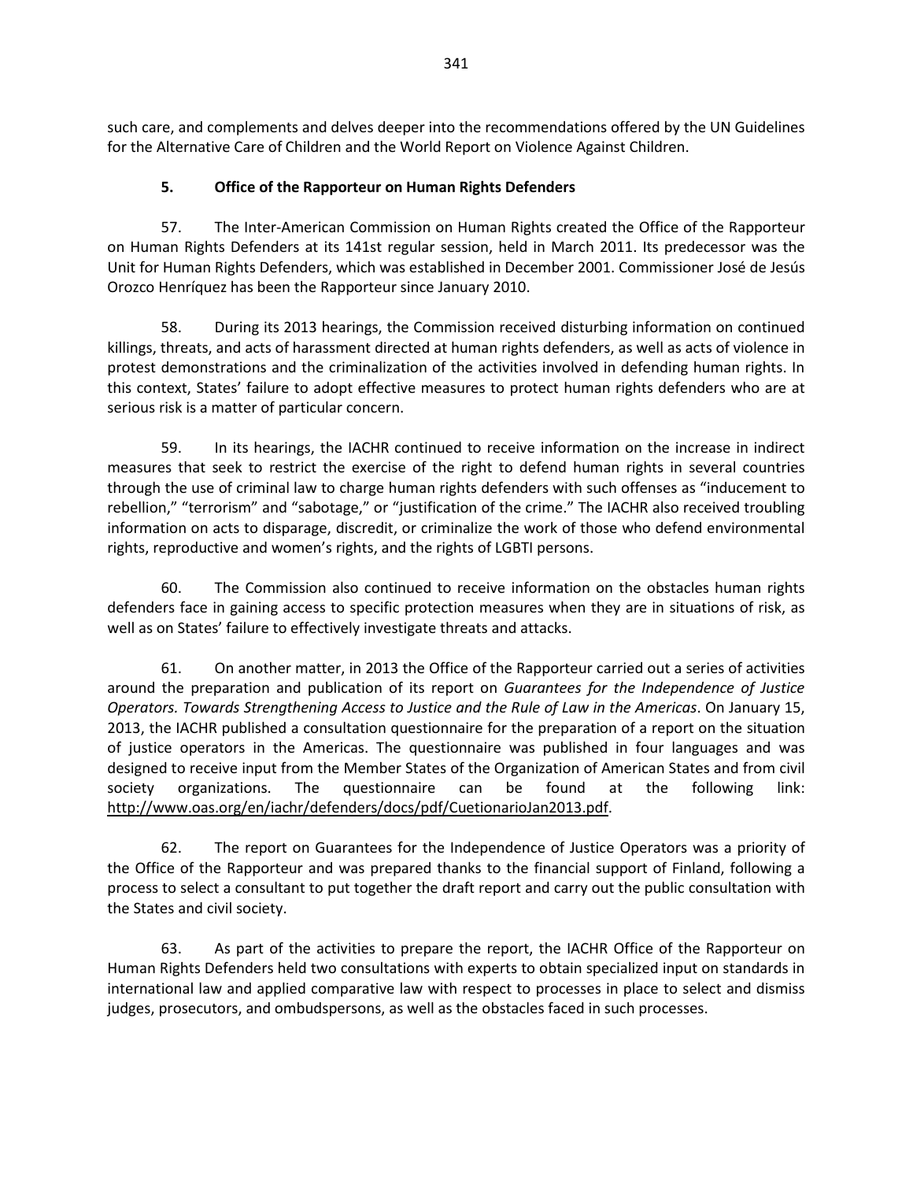such care, and complements and delves deeper into the recommendations offered by the UN Guidelines for the Alternative Care of Children and the World Report on Violence Against Children.

### 5. Office of the Rapporteur on Human Rights Defenders

57. The Inter-American Commission on Human Rights created the Office of the Rapporteur on Human Rights Defenders at its 141st regular session, held in March 2011. Its predecessor was the Unit for Human Rights Defenders, which was established in December 2001. Commissioner José de Jesús Orozco Henríquez has been the Rapporteur since January 2010.

58. During its 2013 hearings, the Commission received disturbing information on continued killings, threats, and acts of harassment directed at human rights defenders, as well as acts of violence in protest demonstrations and the criminalization of the activities involved in defending human rights. In this context, States' failure to adopt effective measures to protect human rights defenders who are at serious risk is a matter of particular concern.

59. In its hearings, the IACHR continued to receive information on the increase in indirect measures that seek to restrict the exercise of the right to defend human rights in several countries through the use of criminal law to charge human rights defenders with such offenses as "inducement to rebellion," "terrorism" and "sabotage," or "justification of the crime." The IACHR also received troubling information on acts to disparage, discredit, or criminalize the work of those who defend environmental rights, reproductive and women's rights, and the rights of LGBTI persons.

60. The Commission also continued to receive information on the obstacles human rights defenders face in gaining access to specific protection measures when they are in situations of risk, as well as on States' failure to effectively investigate threats and attacks.

61. On another matter, in 2013 the Office of the Rapporteur carried out a series of activities around the preparation and publication of its report on *Guarantees for the Independence of Justice Operators. Towards Strengthening Access to Justice and the Rule of Law in the Americas*. On January 15, 2013, the IACHR published a consultation questionnaire for the preparation of a report on the situation of justice operators in the Americas. The questionnaire was published in four languages and was designed to receive input from the Member States of the Organization of American States and from civil society organizations. The questionnaire can be found at the following link: http://www.oas.org/en/iachr/defenders/docs/pdf/CuetionarioJan2013.pdf.

62. The report on Guarantees for the Independence of Justice Operators was a priority of the Office of the Rapporteur and was prepared thanks to the financial support of Finland, following a process to select a consultant to put together the draft report and carry out the public consultation with the States and civil society.

63. As part of the activities to prepare the report, the IACHR Office of the Rapporteur on Human Rights Defenders held two consultations with experts to obtain specialized input on standards in international law and applied comparative law with respect to processes in place to select and dismiss judges, prosecutors, and ombudspersons, as well as the obstacles faced in such processes.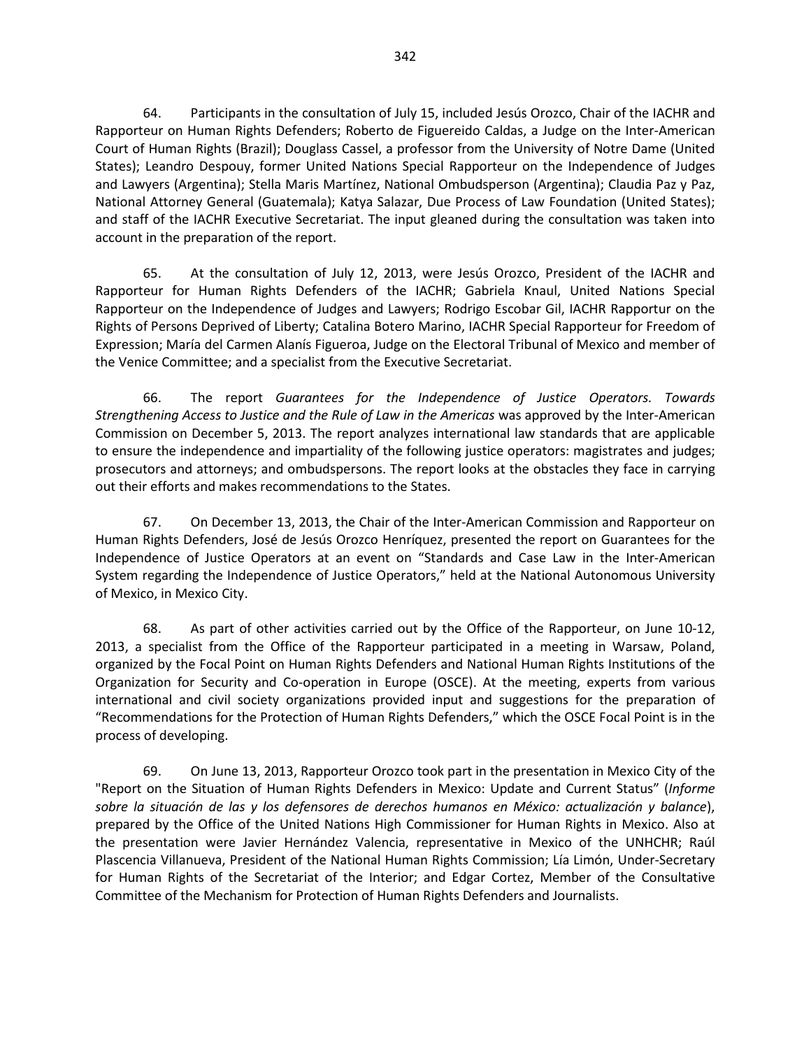64. Participants in the consultation of July 15, included Jesús Orozco, Chair of the IACHR and Rapporteur on Human Rights Defenders; Roberto de Figuereido Caldas, a Judge on the Inter-American Court of Human Rights (Brazil); Douglass Cassel, a professor from the University of Notre Dame (United States); Leandro Despouy, former United Nations Special Rapporteur on the Independence of Judges and Lawyers (Argentina); Stella Maris Martínez, National Ombudsperson (Argentina); Claudia Paz y Paz, National Attorney General (Guatemala); Katya Salazar, Due Process of Law Foundation (United States); and staff of the IACHR Executive Secretariat. The input gleaned during the consultation was taken into account in the preparation of the report.

65. At the consultation of July 12, 2013, were Jesús Orozco, President of the IACHR and Rapporteur for Human Rights Defenders of the IACHR; Gabriela Knaul, United Nations Special Rapporteur on the Independence of Judges and Lawyers; Rodrigo Escobar Gil, IACHR Rapportur on the Rights of Persons Deprived of Liberty; Catalina Botero Marino, IACHR Special Rapporteur for Freedom of Expression; María del Carmen Alanís Figueroa, Judge on the Electoral Tribunal of Mexico and member of the Venice Committee; and a specialist from the Executive Secretariat.

66. The report *Guarantees for the Independence of Justice Operators. Towards Strengthening Access to Justice and the Rule of Law in the Americas* was approved by the Inter-American Commission on December 5, 2013. The report analyzes international law standards that are applicable to ensure the independence and impartiality of the following justice operators: magistrates and judges; prosecutors and attorneys; and ombudspersons. The report looks at the obstacles they face in carrying out their efforts and makes recommendations to the States.

67. On December 13, 2013, the Chair of the Inter-American Commission and Rapporteur on Human Rights Defenders, José de Jesús Orozco Henríquez, presented the report on Guarantees for the Independence of Justice Operators at an event on "Standards and Case Law in the Inter-American System regarding the Independence of Justice Operators," held at the National Autonomous University of Mexico, in Mexico City.

68. As part of other activities carried out by the Office of the Rapporteur, on June 10-12, 2013, a specialist from the Office of the Rapporteur participated in a meeting in Warsaw, Poland, organized by the Focal Point on Human Rights Defenders and National Human Rights Institutions of the Organization for Security and Co-operation in Europe (OSCE). At the meeting, experts from various international and civil society organizations provided input and suggestions for the preparation of "Recommendations for the Protection of Human Rights Defenders," which the OSCE Focal Point is in the process of developing.

69. On June 13, 2013, Rapporteur Orozco took part in the presentation in Mexico City of the "Report on the Situation of Human Rights Defenders in Mexico: Update and Current Status" (*Informe sobre la situación de las y los defensores de derechos humanos en México: actualización y balance*), prepared by the Office of the United Nations High Commissioner for Human Rights in Mexico. Also at the presentation were Javier Hernández Valencia, representative in Mexico of the UNHCHR; Raúl Plascencia Villanueva, President of the National Human Rights Commission; Lía Limón, Under-Secretary for Human Rights of the Secretariat of the Interior; and Edgar Cortez, Member of the Consultative Committee of the Mechanism for Protection of Human Rights Defenders and Journalists.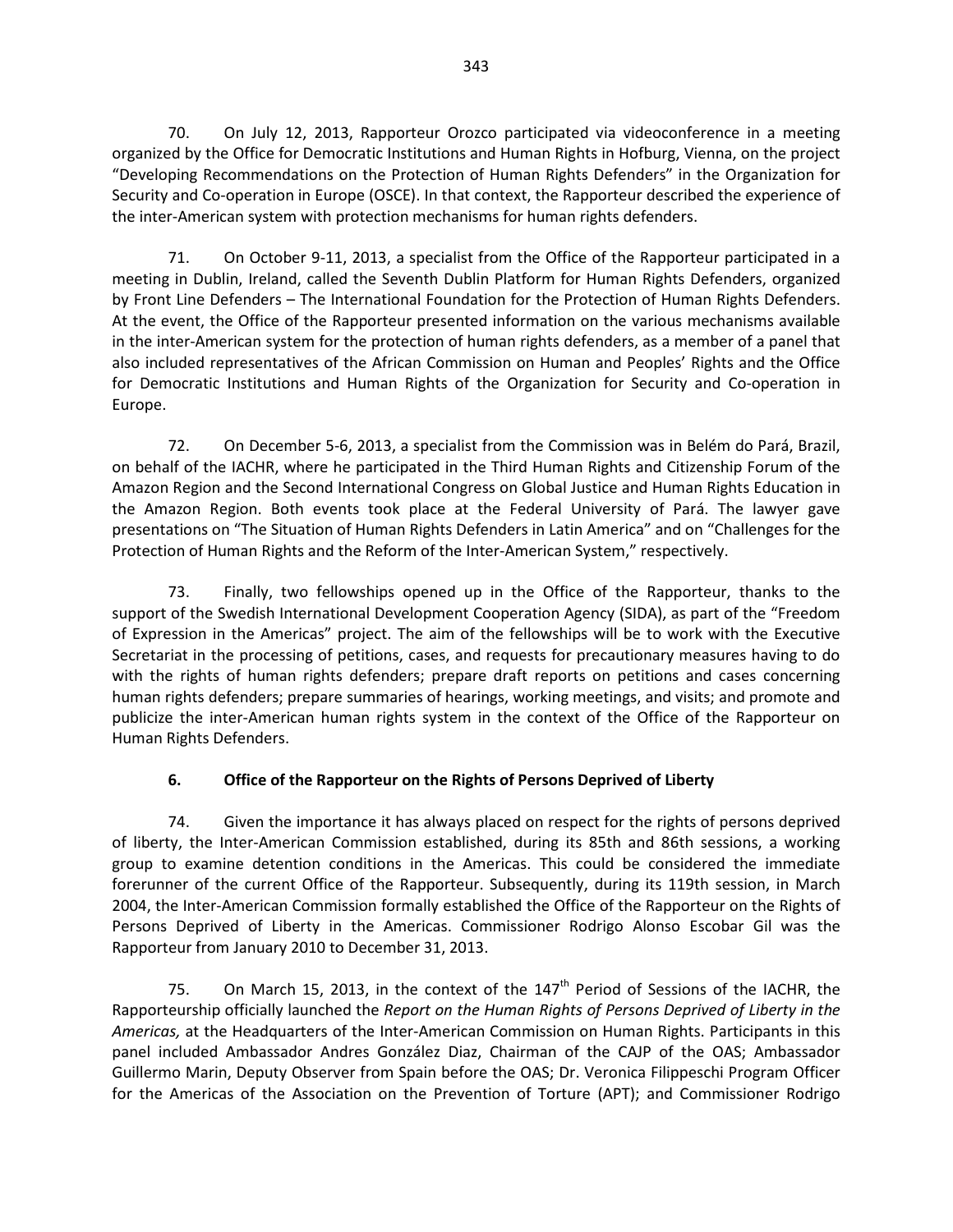70. On July 12, 2013, Rapporteur Orozco participated via videoconference in a meeting organized by the Office for Democratic Institutions and Human Rights in Hofburg, Vienna, on the project "Developing Recommendations on the Protection of Human Rights Defenders" in the Organization for Security and Co-operation in Europe (OSCE). In that context, the Rapporteur described the experience of the inter-American system with protection mechanisms for human rights defenders.

71. On October 9-11, 2013, a specialist from the Office of the Rapporteur participated in a meeting in Dublin, Ireland, called the Seventh Dublin Platform for Human Rights Defenders, organized by Front Line Defenders – The International Foundation for the Protection of Human Rights Defenders. At the event, the Office of the Rapporteur presented information on the various mechanisms available in the inter-American system for the protection of human rights defenders, as a member of a panel that also included representatives of the African Commission on Human and Peoples' Rights and the Office for Democratic Institutions and Human Rights of the Organization for Security and Co-operation in Europe.

72. On December 5-6, 2013, a specialist from the Commission was in Belém do Pará, Brazil, on behalf of the IACHR, where he participated in the Third Human Rights and Citizenship Forum of the Amazon Region and the Second International Congress on Global Justice and Human Rights Education in the Amazon Region. Both events took place at the Federal University of Pará. The lawyer gave presentations on "The Situation of Human Rights Defenders in Latin America" and on "Challenges for the Protection of Human Rights and the Reform of the Inter-American System," respectively.

73. Finally, two fellowships opened up in the Office of the Rapporteur, thanks to the support of the Swedish International Development Cooperation Agency (SIDA), as part of the "Freedom of Expression in the Americas" project. The aim of the fellowships will be to work with the Executive Secretariat in the processing of petitions, cases, and requests for precautionary measures having to do with the rights of human rights defenders; prepare draft reports on petitions and cases concerning human rights defenders; prepare summaries of hearings, working meetings, and visits; and promote and publicize the inter-American human rights system in the context of the Office of the Rapporteur on Human Rights Defenders.

### 6. Office of the Rapporteur on the Rights of Persons Deprived of Liberty

74. Given the importance it has always placed on respect for the rights of persons deprived of liberty, the Inter-American Commission established, during its 85th and 86th sessions, a working group to examine detention conditions in the Americas. This could be considered the immediate forerunner of the current Office of the Rapporteur. Subsequently, during its 119th session, in March 2004, the Inter-American Commission formally established the Office of the Rapporteur on the Rights of Persons Deprived of Liberty in the Americas. Commissioner Rodrigo Alonso Escobar Gil was the Rapporteur from January 2010 to December 31, 2013.

75. On March 15, 2013, in the context of the 147th Period of Sessions of the IACHR, the Rapporteurship officially launched the *Report on the Human Rights of Persons Deprived of Liberty in the Americas,* at the Headquarters of the Inter-American Commission on Human Rights. Participants in this panel included Ambassador Andres González Diaz, Chairman of the CAJP of the OAS; Ambassador Guillermo Marin, Deputy Observer from Spain before the OAS; Dr. Veronica Filippeschi Program Officer for the Americas of the Association on the Prevention of Torture (APT); and Commissioner Rodrigo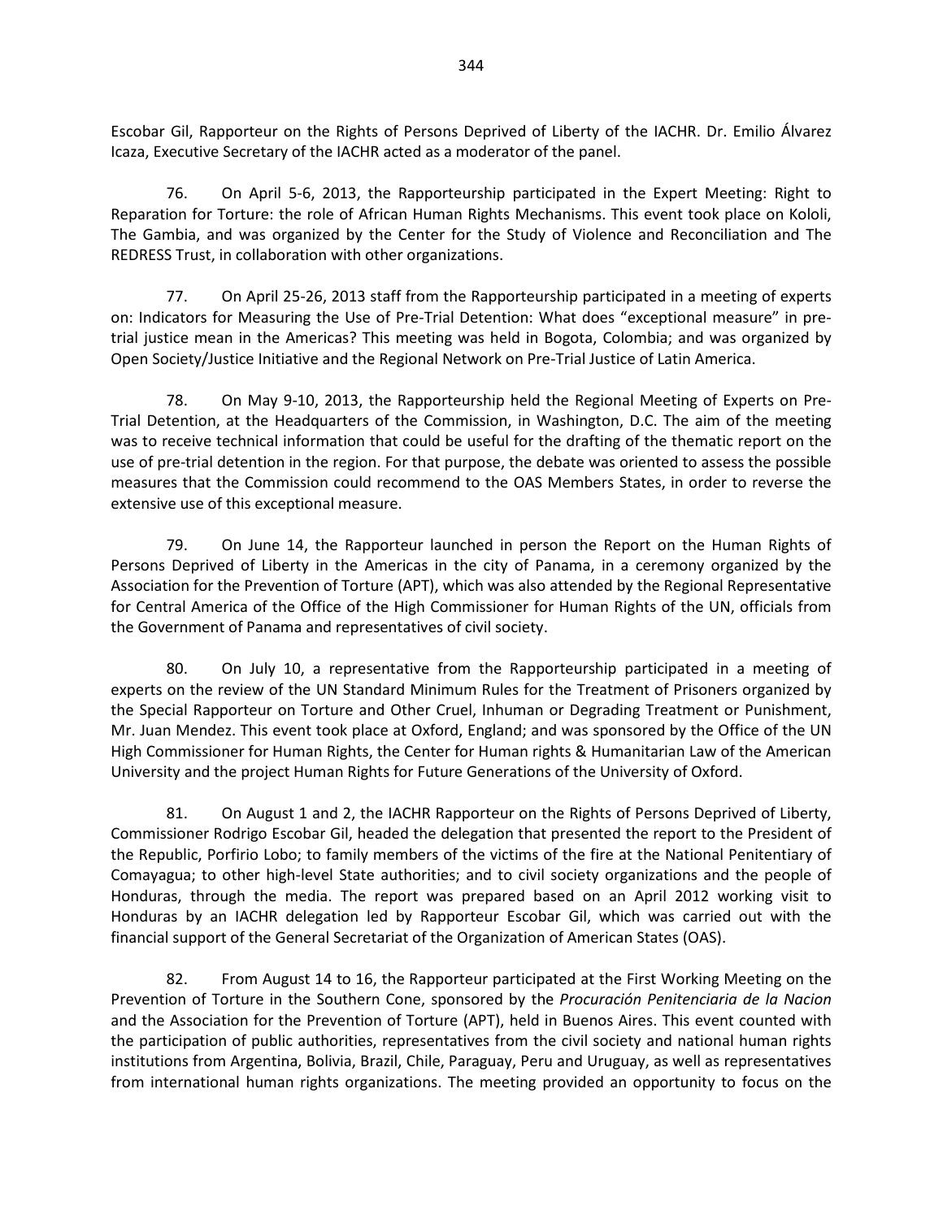Escobar Gil, Rapporteur on the Rights of Persons Deprived of Liberty of the IACHR. Dr. Emilio Álvarez Icaza, Executive Secretary of the IACHR acted as a moderator of the panel.

76. On April 5-6, 2013, the Rapporteurship participated in the Expert Meeting: Right to Reparation for Torture: the role of African Human Rights Mechanisms. This event took place on Kololi, The Gambia, and was organized by the Center for the Study of Violence and Reconciliation and The REDRESS Trust, in collaboration with other organizations.

77. On April 25-26, 2013 staff from the Rapporteurship participated in a meeting of experts on: Indicators for Measuring the Use of Pre-Trial Detention: What does "exceptional measure" in pre-trial justice mean in the Americas? This meeting was held in Bogota, Colombia; and was organized by Open Society/Justice Initiative and the Regional Network on Pre-Trial Justice of Latin America.

78. On May 9-10, 2013, the Rapporteurship held the Regional Meeting of Experts on Pre-Trial Detention, at the Headquarters of the Commission, in Washington, D.C. The aim of the meeting was to receive technical information that could be useful for the drafting of the thematic report on the use of pre-trial detention in the region. For that purpose, the debate was oriented to assess the possible measures that the Commission could recommend to the OAS Members States, in order to reverse the extensive use of this exceptional measure.

79. On June 14, the Rapporteur launched in person the Report on the Human Rights of Persons Deprived of Liberty in the Americas in the city of Panama, in a ceremony organized by the Association for the Prevention of Torture (APT), which was also attended by the Regional Representative for Central America of the Office of the High Commissioner for Human Rights of the UN, officials from the Government of Panama and representatives of civil society.

80. On July 10, a representative from the Rapporteurship participated in a meeting of experts on the review of the UN Standard Minimum Rules for the Treatment of Prisoners organized by the Special Rapporteur on Torture and Other Cruel, Inhuman or Degrading Treatment or Punishment, Mr. Juan Mendez. This event took place at Oxford, England; and was sponsored by the Office of the UN High Commissioner for Human Rights, the Center for Human rights & Humanitarian Law of the American University and the project Human Rights for Future Generations of the University of Oxford.

81. On August 1 and 2, the IACHR Rapporteur on the Rights of Persons Deprived of Liberty, Commissioner Rodrigo Escobar Gil, headed the delegation that presented the report to the President of the Republic, Porfirio Lobo; to family members of the victims of the fire at the National Penitentiary of Comayagua; to other high-level State authorities; and to civil society organizations and the people of Honduras, through the media. The report was prepared based on an April 2012 working visit to Honduras by an IACHR delegation led by Rapporteur Escobar Gil, which was carried out with the financial support of the General Secretariat of the Organization of American States (OAS).

82. From August 14 to 16, the Rapporteur participated at the First Working Meeting on the Prevention of Torture in the Southern Cone, sponsored by the *Procuración Penitenciaria de la Nacion* and the Association for the Prevention of Torture (APT), held in Buenos Aires. This event counted with the participation of public authorities, representatives from the civil society and national human rights institutions from Argentina, Bolivia, Brazil, Chile, Paraguay, Peru and Uruguay, as well as representatives from international human rights organizations. The meeting provided an opportunity to focus on the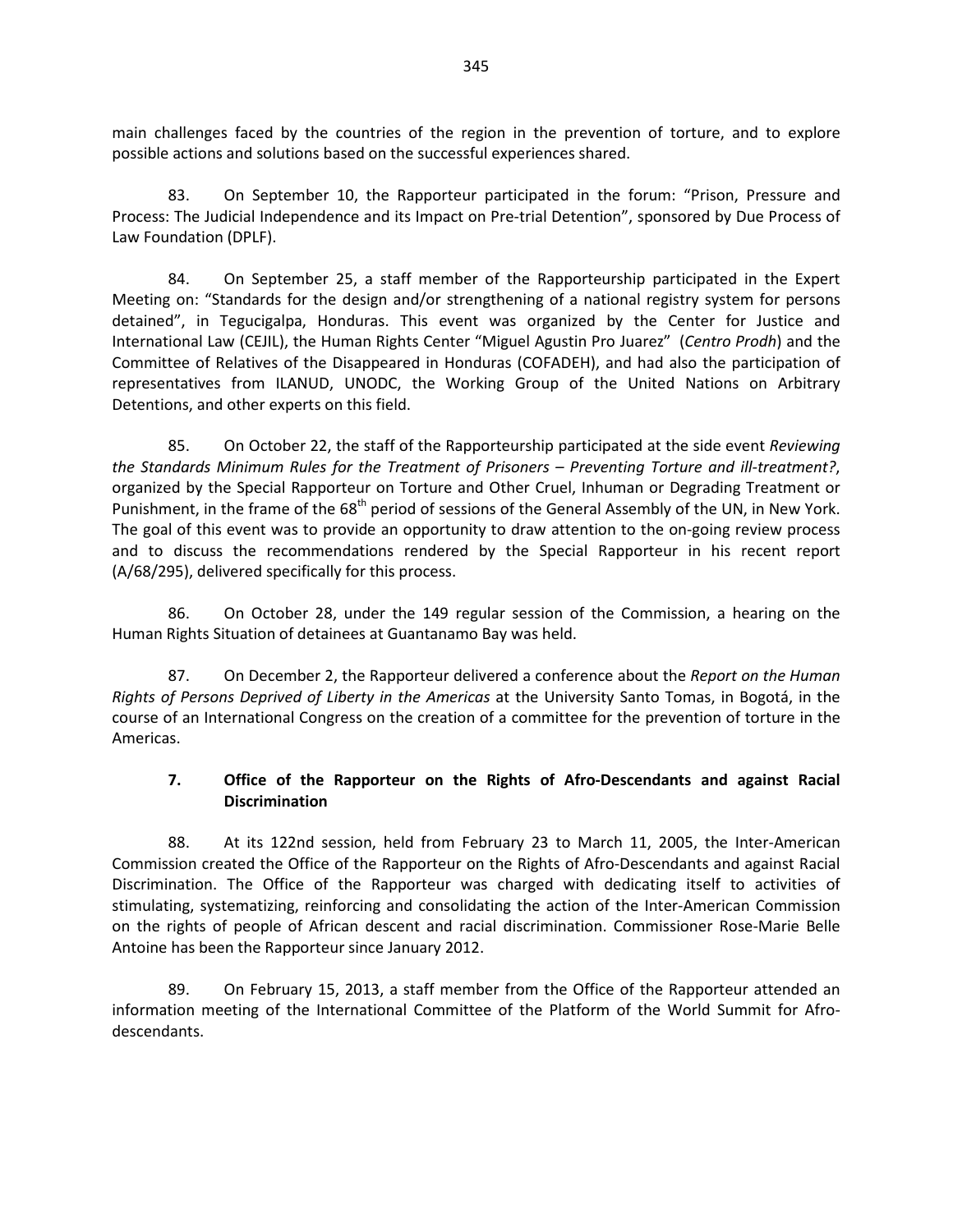main challenges faced by the countries of the region in the prevention of torture, and to explore possible actions and solutions based on the successful experiences shared.

83. On September 10, the Rapporteur participated in the forum: "Prison, Pressure and Process: The Judicial Independence and its Impact on Pre-trial Detention", sponsored by Due Process of Law Foundation (DPLF).

84. On September 25, a staff member of the Rapporteurship participated in the Expert Meeting on: "Standards for the design and/or strengthening of a national registry system for persons detained", in Tegucigalpa, Honduras. This event was organized by the Center for Justice and International Law (CEJIL), the Human Rights Center "Miguel Agustin Pro Juarez" (*Centro Prodh*) and the Committee of Relatives of the Disappeared in Honduras (COFADEH), and had also the participation of representatives from ILANUD, UNODC, the Working Group of the United Nations on Arbitrary Detentions, and other experts on this field.

85. On October 22, the staff of the Rapporteurship participated at the side event *Reviewing the Standards Minimum Rules for the Treatment of Prisoners – Preventing Torture and ill-treatment?*, organized by the Special Rapporteur on Torture and Other Cruel, Inhuman or Degrading Treatment or Punishment, in the frame of the 68th period of sessions of the General Assembly of the UN, in New York. The goal of this event was to provide an opportunity to draw attention to the on-going review process and to discuss the recommendations rendered by the Special Rapporteur in his recent report (A/68/295), delivered specifically for this process.

86. On October 28, under the 149 regular session of the Commission, a hearing on the Human Rights Situation of detainees at Guantanamo Bay was held.

87. On December 2, the Rapporteur delivered a conference about the *Report on the Human Rights of Persons Deprived of Liberty in the Americas* at the University Santo Tomas, in Bogotá, in the course of an International Congress on the creation of a committee for the prevention of torture in the Americas.

### 7. Office of the Rapporteur on the Rights of Afro-Descendants and against Racial Discrimination

88. At its 122nd session, held from February 23 to March 11, 2005, the Inter-American Commission created the Office of the Rapporteur on the Rights of Afro-Descendants and against Racial Discrimination. The Office of the Rapporteur was charged with dedicating itself to activities of stimulating, systematizing, reinforcing and consolidating the action of the Inter-American Commission on the rights of people of African descent and racial discrimination. Commissioner Rose-Marie Belle Antoine has been the Rapporteur since January 2012.

89. On February 15, 2013, a staff member from the Office of the Rapporteur attended an information meeting of the International Committee of the Platform of the World Summit for Afro-descendants.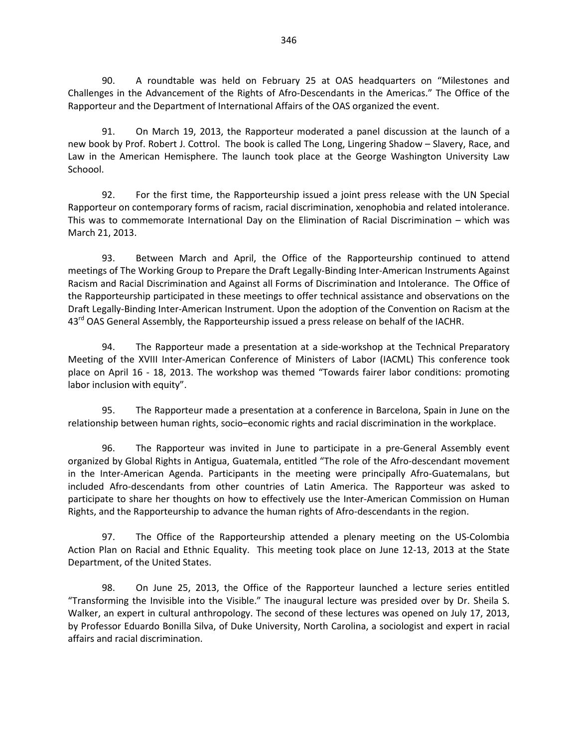90. A roundtable was held on February 25 at OAS headquarters on "Milestones and Challenges in the Advancement of the Rights of Afro-Descendants in the Americas." The Office of the Rapporteur and the Department of International Affairs of the OAS organized the event.

91. On March 19, 2013, the Rapporteur moderated a panel discussion at the launch of a new book by Prof. Robert J. Cottrol. The book is called The Long, Lingering Shadow – Slavery, Race, and Law in the American Hemisphere. The launch took place at the George Washington University Law Schoool.

92. For the first time, the Rapporteurship issued a joint press release with the UN Special Rapporteur on contemporary forms of racism, racial discrimination, xenophobia and related intolerance. This was to commemorate International Day on the Elimination of Racial Discrimination – which was March 21, 2013.

93. Between March and April, the Office of the Rapporteurship continued to attend meetings of The Working Group to Prepare the Draft Legally-Binding Inter-American Instruments Against Racism and Racial Discrimination and Against all Forms of Discrimination and Intolerance. The Office of the Rapporteurship participated in these meetings to offer technical assistance and observations on the Draft Legally-Binding Inter-American Instrument. Upon the adoption of the Convention on Racism at the 43rd OAS General Assembly, the Rapporteurship issued a press release on behalf of the IACHR.

94. The Rapporteur made a presentation at a side-workshop at the Technical Preparatory Meeting of the XVIII Inter-American Conference of Ministers of Labor (IACML) This conference took place on April 16 - 18, 2013. The workshop was themed "Towards fairer labor conditions: promoting labor inclusion with equity".

95. The Rapporteur made a presentation at a conference in Barcelona, Spain in June on the relationship between human rights, socio–economic rights and racial discrimination in the workplace.

96. The Rapporteur was invited in June to participate in a pre-General Assembly event organized by Global Rights in Antigua, Guatemala, entitled "The role of the Afro-descendant movement in the Inter-American Agenda. Participants in the meeting were principally Afro-Guatemalans, but included Afro-descendants from other countries of Latin America. The Rapporteur was asked to participate to share her thoughts on how to effectively use the Inter-American Commission on Human Rights, and the Rapporteurship to advance the human rights of Afro-descendants in the region.

97. The Office of the Rapporteurship attended a plenary meeting on the US-Colombia Action Plan on Racial and Ethnic Equality. This meeting took place on June 12-13, 2013 at the State Department, of the United States.

98. On June 25, 2013, the Office of the Rapporteur launched a lecture series entitled "Transforming the Invisible into the Visible." The inaugural lecture was presided over by Dr. Sheila S. Walker, an expert in cultural anthropology. The second of these lectures was opened on July 17, 2013, by Professor Eduardo Bonilla Silva, of Duke University, North Carolina, a sociologist and expert in racial affairs and racial discrimination.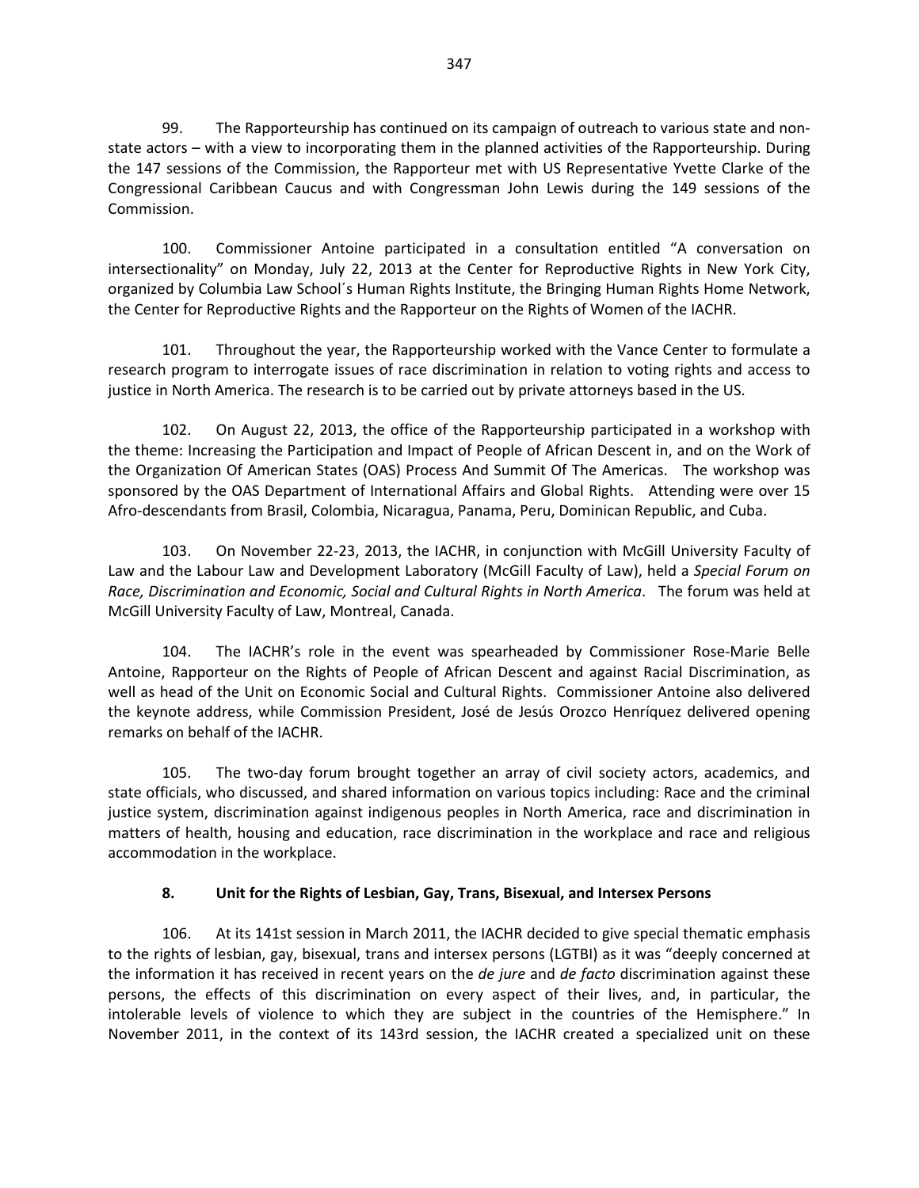99. The Rapporteurship has continued on its campaign of outreach to various state and non-state actors – with a view to incorporating them in the planned activities of the Rapporteurship. During the 147 sessions of the Commission, the Rapporteur met with US Representative Yvette Clarke of the Congressional Caribbean Caucus and with Congressman John Lewis during the 149 sessions of the Commission.

100. Commissioner Antoine participated in a consultation entitled "A conversation on intersectionality" on Monday, July 22, 2013 at the Center for Reproductive Rights in New York City, organized by Columbia Law School´s Human Rights Institute, the Bringing Human Rights Home Network, the Center for Reproductive Rights and the Rapporteur on the Rights of Women of the IACHR.

101. Throughout the year, the Rapporteurship worked with the Vance Center to formulate a research program to interrogate issues of race discrimination in relation to voting rights and access to justice in North America. The research is to be carried out by private attorneys based in the US.

102. On August 22, 2013, the office of the Rapporteurship participated in a workshop with the theme: Increasing the Participation and Impact of People of African Descent in, and on the Work of the Organization Of American States (OAS) Process And Summit Of The Americas. The workshop was sponsored by the OAS Department of International Affairs and Global Rights. Attending were over 15 Afro-descendants from Brasil, Colombia, Nicaragua, Panama, Peru, Dominican Republic, and Cuba.

103. On November 22-23, 2013, the IACHR, in conjunction with McGill University Faculty of Law and the Labour Law and Development Laboratory (McGill Faculty of Law), held a *Special Forum on Race, Discrimination and Economic, Social and Cultural Rights in North America*. The forum was held at McGill University Faculty of Law, Montreal, Canada.

104. The IACHR's role in the event was spearheaded by Commissioner Rose-Marie Belle Antoine, Rapporteur on the Rights of People of African Descent and against Racial Discrimination, as well as head of the Unit on Economic Social and Cultural Rights. Commissioner Antoine also delivered the keynote address, while Commission President, José de Jesús Orozco Henríquez delivered opening remarks on behalf of the IACHR.

105. The two-day forum brought together an array of civil society actors, academics, and state officials, who discussed, and shared information on various topics including: Race and the criminal justice system, discrimination against indigenous peoples in North America, race and discrimination in matters of health, housing and education, race discrimination in the workplace and race and religious accommodation in the workplace.

### 8. Unit for the Rights of Lesbian, Gay, Trans, Bisexual, and Intersex Persons

106. At its 141st session in March 2011, the IACHR decided to give special thematic emphasis to the rights of lesbian, gay, bisexual, trans and intersex persons (LGTBI) as it was "deeply concerned at the information it has received in recent years on the *de jure* and *de facto* discrimination against these persons, the effects of this discrimination on every aspect of their lives, and, in particular, the intolerable levels of violence to which they are subject in the countries of the Hemisphere." In November 2011, in the context of its 143rd session, the IACHR created a specialized unit on these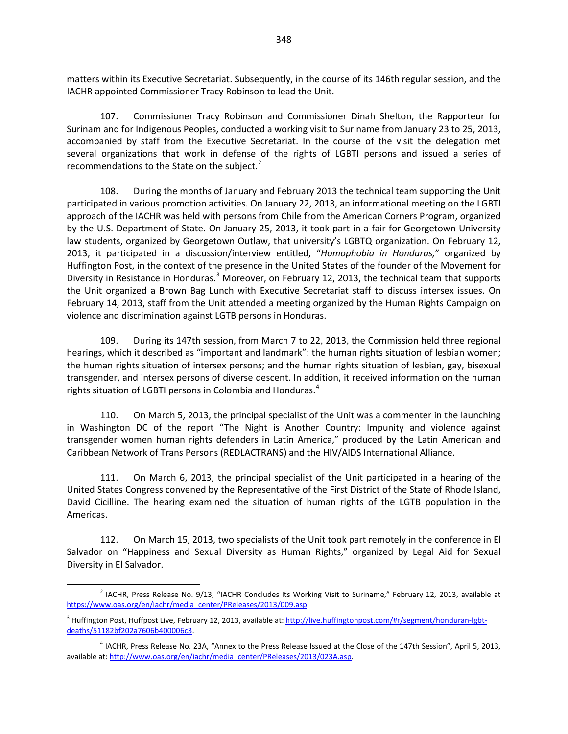matters within its Executive Secretariat. Subsequently, in the course of its 146th regular session, and the IACHR appointed Commissioner Tracy Robinson to lead the Unit.

107. Commissioner Tracy Robinson and Commissioner Dinah Shelton, the Rapporteur for Surinam and for Indigenous Peoples, conducted a working visit to Suriname from January 23 to 25, 2013, accompanied by staff from the Executive Secretariat. In the course of the visit the delegation met several organizations that work in defense of the rights of LGBTI persons and issued a series of recommendations to the State on the subject.[2]

108. During the months of January and February 2013 the technical team supporting the Unit participated in various promotion activities. On January 22, 2013, an informational meeting on the LGBTI approach of the IACHR was held with persons from Chile from the American Corners Program, organized by the U.S. Department of State. On January 25, 2013, it took part in a fair for Georgetown University law students, organized by Georgetown Outlaw, that university's LGBTQ organization. On February 12, 2013, it participated in a discussion/interview entitled, "*Homophobia in Honduras,*" organized by Huffington Post, in the context of the presence in the United States of the founder of the Movement for Diversity in Resistance in Honduras.[3] Moreover, on February 12, 2013, the technical team that supports the Unit organized a Brown Bag Lunch with Executive Secretariat staff to discuss intersex issues. On February 14, 2013, staff from the Unit attended a meeting organized by the Human Rights Campaign on violence and discrimination against LGTB persons in Honduras.

109. During its 147th session, from March 7 to 22, 2013, the Commission held three regional hearings, which it described as "important and landmark": the human rights situation of lesbian women; the human rights situation of intersex persons; and the human rights situation of lesbian, gay, bisexual transgender, and intersex persons of diverse descent. In addition, it received information on the human rights situation of LGBTI persons in Colombia and Honduras.[4]

110. On March 5, 2013, the principal specialist of the Unit was a commenter in the launching in Washington DC of the report "The Night is Another Country: Impunity and violence against transgender women human rights defenders in Latin America," produced by the Latin American and Caribbean Network of Trans Persons (REDLACTRANS) and the HIV/AIDS International Alliance.

111. On March 6, 2013, the principal specialist of the Unit participated in a hearing of the United States Congress convened by the Representative of the First District of the State of Rhode Island, David Cicilline. The hearing examined the situation of human rights of the LGTB population in the Americas.

112. On March 15, 2013, two specialists of the Unit took part remotely in the conference in El Salvador on "Happiness and Sexual Diversity as Human Rights," organized by Legal Aid for Sexual Diversity in El Salvador.

---

[2] IACHR, Press Release No. 9/13, "IACHR Concludes Its Working Visit to Suriname," February 12, 2013, available at https://www.oas.org/en/iachr/media_center/PReleases/2013/009.asp.

[3] Huffington Post, Huffpost Live, February 12, 2013, available at: http://live.huffingtonpost.com/#r/segment/honduran-lgbt-deaths/51182bf202a7606b400006c3.

[4] IACHR, Press Release No. 23A, "Annex to the Press Release Issued at the Close of the 147th Session", April 5, 2013, available at: http://www.oas.org/en/iachr/media_center/PReleases/2013/023A.asp.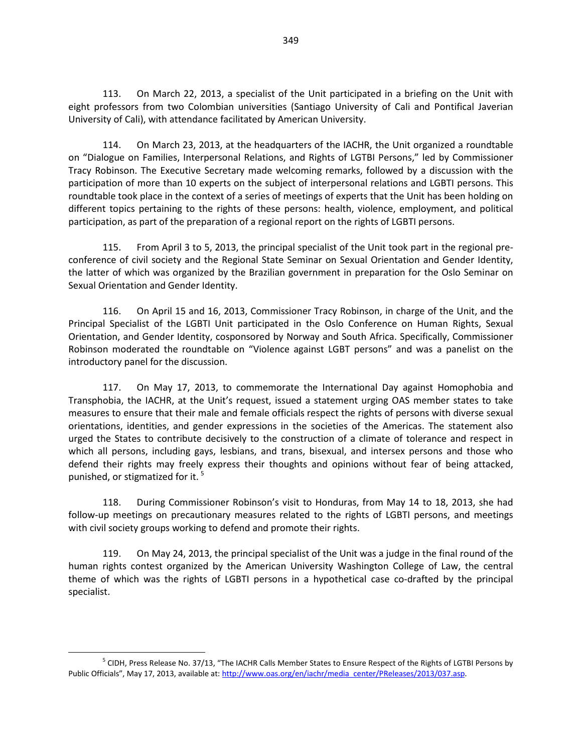113. On March 22, 2013, a specialist of the Unit participated in a briefing on the Unit with eight professors from two Colombian universities (Santiago University of Cali and Pontifical Javerian University of Cali), with attendance facilitated by American University.

114. On March 23, 2013, at the headquarters of the IACHR, the Unit organized a roundtable on "Dialogue on Families, Interpersonal Relations, and Rights of LGTBI Persons," led by Commissioner Tracy Robinson. The Executive Secretary made welcoming remarks, followed by a discussion with the participation of more than 10 experts on the subject of interpersonal relations and LGBTI persons. This roundtable took place in the context of a series of meetings of experts that the Unit has been holding on different topics pertaining to the rights of these persons: health, violence, employment, and political participation, as part of the preparation of a regional report on the rights of LGBTI persons.

115. From April 3 to 5, 2013, the principal specialist of the Unit took part in the regional pre-conference of civil society and the Regional State Seminar on Sexual Orientation and Gender Identity, the latter of which was organized by the Brazilian government in preparation for the Oslo Seminar on Sexual Orientation and Gender Identity.

116. On April 15 and 16, 2013, Commissioner Tracy Robinson, in charge of the Unit, and the Principal Specialist of the LGBTI Unit participated in the Oslo Conference on Human Rights, Sexual Orientation, and Gender Identity, cosponsored by Norway and South Africa. Specifically, Commissioner Robinson moderated the roundtable on "Violence against LGBT persons" and was a panelist on the introductory panel for the discussion.

117. On May 17, 2013, to commemorate the International Day against Homophobia and Transphobia, the IACHR, at the Unit's request, issued a statement urging OAS member states to take measures to ensure that their male and female officials respect the rights of persons with diverse sexual orientations, identities, and gender expressions in the societies of the Americas. The statement also urged the States to contribute decisively to the construction of a climate of tolerance and respect in which all persons, including gays, lesbians, and trans, bisexual, and intersex persons and those who defend their rights may freely express their thoughts and opinions without fear of being attacked, punished, or stigmatized for it. [5]

118. During Commissioner Robinson's visit to Honduras, from May 14 to 18, 2013, she had follow-up meetings on precautionary measures related to the rights of LGBTI persons, and meetings with civil society groups working to defend and promote their rights.

119. On May 24, 2013, the principal specialist of the Unit was a judge in the final round of the human rights contest organized by the American University Washington College of Law, the central theme of which was the rights of LGBTI persons in a hypothetical case co-drafted by the principal specialist.

---

[5] CIDH, Press Release No. 37/13, "The IACHR Calls Member States to Ensure Respect of the Rights of LGTBI Persons by Public Officials", May 17, 2013, available at: http://www.oas.org/en/iachr/media_center/PReleases/2013/037.asp.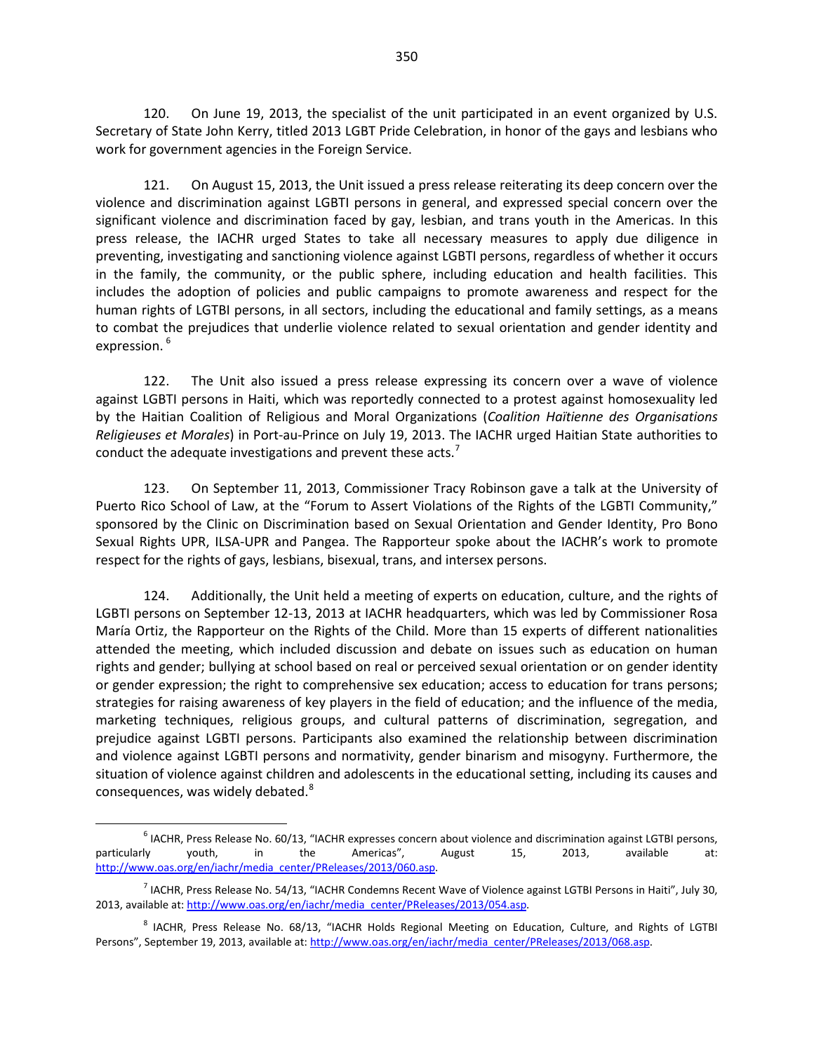120. On June 19, 2013, the specialist of the unit participated in an event organized by U.S. Secretary of State John Kerry, titled 2013 LGBT Pride Celebration, in honor of the gays and lesbians who work for government agencies in the Foreign Service.

121. On August 15, 2013, the Unit issued a press release reiterating its deep concern over the violence and discrimination against LGBTI persons in general, and expressed special concern over the significant violence and discrimination faced by gay, lesbian, and trans youth in the Americas. In this press release, the IACHR urged States to take all necessary measures to apply due diligence in preventing, investigating and sanctioning violence against LGBTI persons, regardless of whether it occurs in the family, the community, or the public sphere, including education and health facilities. This includes the adoption of policies and public campaigns to promote awareness and respect for the human rights of LGTBI persons, in all sectors, including the educational and family settings, as a means to combat the prejudices that underlie violence related to sexual orientation and gender identity and expression. [6]

122. The Unit also issued a press release expressing its concern over a wave of violence against LGBTI persons in Haiti, which was reportedly connected to a protest against homosexuality led by the Haitian Coalition of Religious and Moral Organizations (*Coalition Haïtienne des Organisations Religieuses et Morales*) in Port-au-Prince on July 19, 2013. The IACHR urged Haitian State authorities to conduct the adequate investigations and prevent these acts.[7]

123. On September 11, 2013, Commissioner Tracy Robinson gave a talk at the University of Puerto Rico School of Law, at the "Forum to Assert Violations of the Rights of the LGBTI Community," sponsored by the Clinic on Discrimination based on Sexual Orientation and Gender Identity, Pro Bono Sexual Rights UPR, ILSA-UPR and Pangea. The Rapporteur spoke about the IACHR's work to promote respect for the rights of gays, lesbians, bisexual, trans, and intersex persons.

124. Additionally, the Unit held a meeting of experts on education, culture, and the rights of LGBTI persons on September 12-13, 2013 at IACHR headquarters, which was led by Commissioner Rosa María Ortiz, the Rapporteur on the Rights of the Child. More than 15 experts of different nationalities attended the meeting, which included discussion and debate on issues such as education on human rights and gender; bullying at school based on real or perceived sexual orientation or on gender identity or gender expression; the right to comprehensive sex education; access to education for trans persons; strategies for raising awareness of key players in the field of education; and the influence of the media, marketing techniques, religious groups, and cultural patterns of discrimination, segregation, and prejudice against LGBTI persons. Participants also examined the relationship between discrimination and violence against LGBTI persons and normativity, gender binarism and misogyny. Furthermore, the situation of violence against children and adolescents in the educational setting, including its causes and consequences, was widely debated.[8]

---

[6] IACHR, Press Release No. 60/13, "IACHR expresses concern about violence and discrimination against LGTBI persons, particularly youth, in the Americas", August 15, 2013, available at: http://www.oas.org/en/iachr/media_center/PReleases/2013/060.asp.

[7] IACHR, Press Release No. 54/13, "IACHR Condemns Recent Wave of Violence against LGTBI Persons in Haiti", July 30, 2013, available at: http://www.oas.org/en/iachr/media_center/PReleases/2013/054.asp.

[8] IACHR, Press Release No. 68/13, "IACHR Holds Regional Meeting on Education, Culture, and Rights of LGTBI Persons", September 19, 2013, available at: http://www.oas.org/en/iachr/media_center/PReleases/2013/068.asp.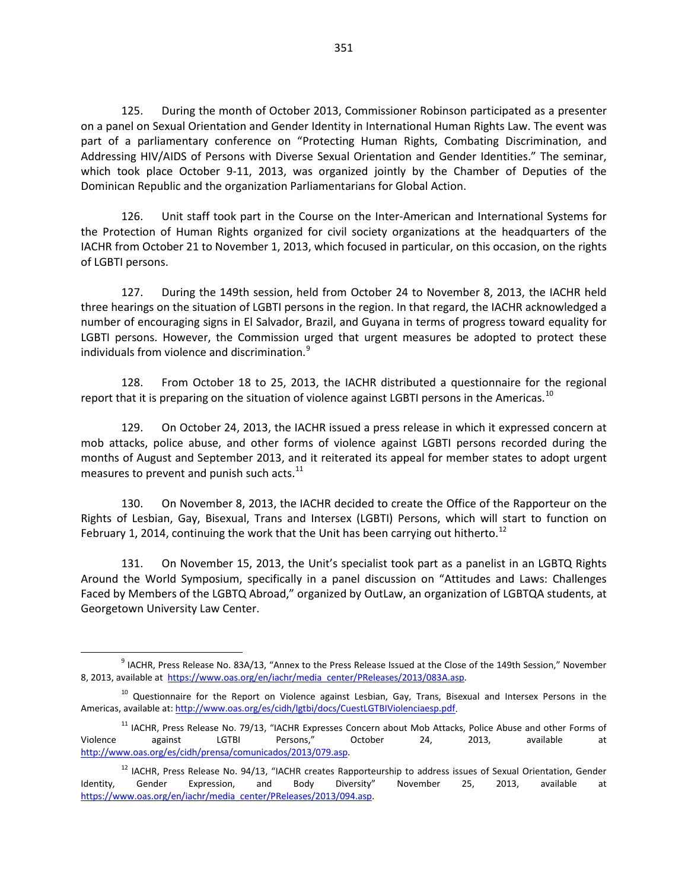125. During the month of October 2013, Commissioner Robinson participated as a presenter on a panel on Sexual Orientation and Gender Identity in International Human Rights Law. The event was part of a parliamentary conference on "Protecting Human Rights, Combating Discrimination, and Addressing HIV/AIDS of Persons with Diverse Sexual Orientation and Gender Identities." The seminar, which took place October 9-11, 2013, was organized jointly by the Chamber of Deputies of the Dominican Republic and the organization Parliamentarians for Global Action.

126. Unit staff took part in the Course on the Inter-American and International Systems for the Protection of Human Rights organized for civil society organizations at the headquarters of the IACHR from October 21 to November 1, 2013, which focused in particular, on this occasion, on the rights of LGBTI persons.

127. During the 149th session, held from October 24 to November 8, 2013, the IACHR held three hearings on the situation of LGBTI persons in the region. In that regard, the IACHR acknowledged a number of encouraging signs in El Salvador, Brazil, and Guyana in terms of progress toward equality for LGBTI persons. However, the Commission urged that urgent measures be adopted to protect these individuals from violence and discrimination.[9]

128. From October 18 to 25, 2013, the IACHR distributed a questionnaire for the regional report that it is preparing on the situation of violence against LGBTI persons in the Americas.[10]

129. On October 24, 2013, the IACHR issued a press release in which it expressed concern at mob attacks, police abuse, and other forms of violence against LGBTI persons recorded during the months of August and September 2013, and it reiterated its appeal for member states to adopt urgent measures to prevent and punish such acts.[11]

130. On November 8, 2013, the IACHR decided to create the Office of the Rapporteur on the Rights of Lesbian, Gay, Bisexual, Trans and Intersex (LGBTI) Persons, which will start to function on February 1, 2014, continuing the work that the Unit has been carrying out hitherto.[12]

131. On November 15, 2013, the Unit's specialist took part as a panelist in an LGBTQ Rights Around the World Symposium, specifically in a panel discussion on "Attitudes and Laws: Challenges Faced by Members of the LGBTQ Abroad," organized by OutLaw, an organization of LGBTQA students, at Georgetown University Law Center.

---

[9] IACHR, Press Release No. 83A/13, "Annex to the Press Release Issued at the Close of the 149th Session," November 8, 2013, available at https://www.oas.org/en/iachr/media_center/PReleases/2013/083A.asp.

[10] Questionnaire for the Report on Violence against Lesbian, Gay, Trans, Bisexual and Intersex Persons in the Americas, available at: http://www.oas.org/es/cidh/lgtbi/docs/CuestLGTBIViolenciaesp.pdf.

[11] IACHR, Press Release No. 79/13, "IACHR Expresses Concern about Mob Attacks, Police Abuse and other Forms of Violence against LGTBI Persons," October 24, 2013, available at http://www.oas.org/es/cidh/prensa/comunicados/2013/079.asp.

[12] IACHR, Press Release No. 94/13, "IACHR creates Rapporteurship to address issues of Sexual Orientation, Gender Identity, Gender Expression, and Body Diversity" November 25, 2013, available at https://www.oas.org/en/iachr/media_center/PReleases/2013/094.asp.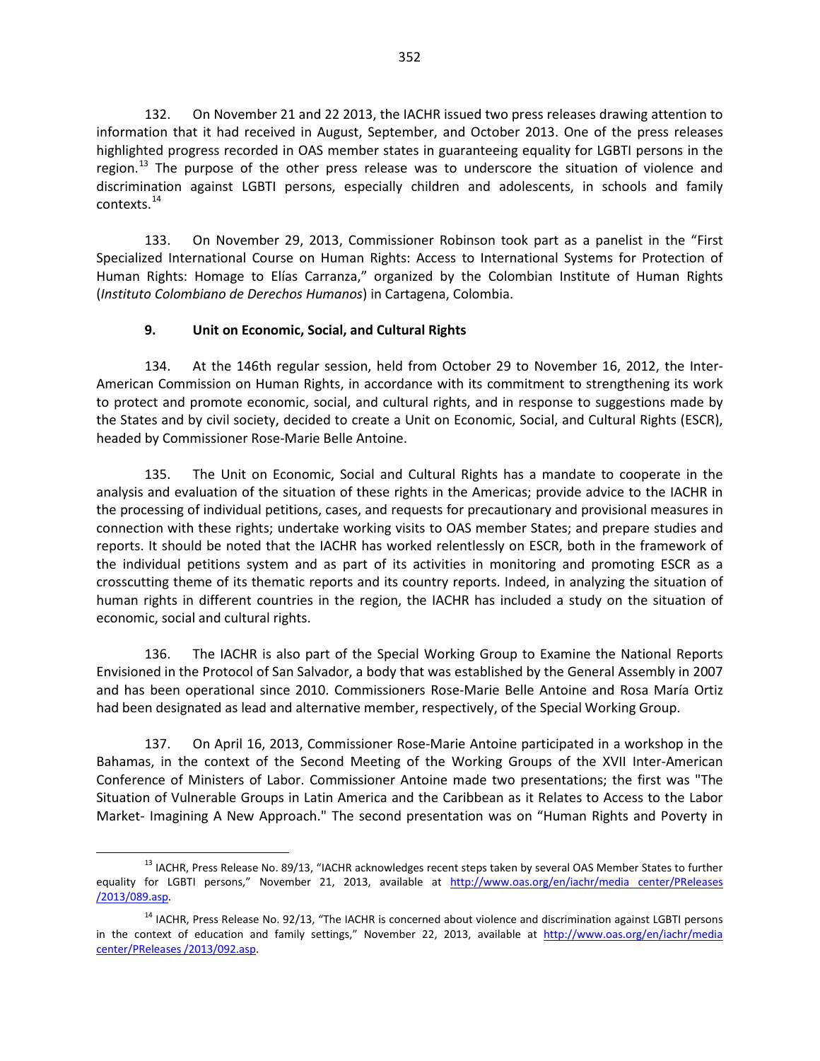132. On November 21 and 22 2013, the IACHR issued two press releases drawing attention to information that it had received in August, September, and October 2013. One of the press releases highlighted progress recorded in OAS member states in guaranteeing equality for LGBTI persons in the region.[13] The purpose of the other press release was to underscore the situation of violence and discrimination against LGBTI persons, especially children and adolescents, in schools and family contexts.[14]

133. On November 29, 2013, Commissioner Robinson took part as a panelist in the "First Specialized International Course on Human Rights: Access to International Systems for Protection of Human Rights: Homage to Elías Carranza," organized by the Colombian Institute of Human Rights (*Instituto Colombiano de Derechos Humanos*) in Cartagena, Colombia.

### 9. Unit on Economic, Social, and Cultural Rights

134. At the 146th regular session, held from October 29 to November 16, 2012, the Inter-American Commission on Human Rights, in accordance with its commitment to strengthening its work to protect and promote economic, social, and cultural rights, and in response to suggestions made by the States and by civil society, decided to create a Unit on Economic, Social, and Cultural Rights (ESCR), headed by Commissioner Rose-Marie Belle Antoine.

135. The Unit on Economic, Social and Cultural Rights has a mandate to cooperate in the analysis and evaluation of the situation of these rights in the Americas; provide advice to the IACHR in the processing of individual petitions, cases, and requests for precautionary and provisional measures in connection with these rights; undertake working visits to OAS member States; and prepare studies and reports. It should be noted that the IACHR has worked relentlessly on ESCR, both in the framework of the individual petitions system and as part of its activities in monitoring and promoting ESCR as a crosscutting theme of its thematic reports and its country reports. Indeed, in analyzing the situation of human rights in different countries in the region, the IACHR has included a study on the situation of economic, social and cultural rights.

136. The IACHR is also part of the Special Working Group to Examine the National Reports Envisioned in the Protocol of San Salvador, a body that was established by the General Assembly in 2007 and has been operational since 2010. Commissioners Rose-Marie Belle Antoine and Rosa María Ortiz had been designated as lead and alternative member, respectively, of the Special Working Group.

137. On April 16, 2013, Commissioner Rose-Marie Antoine participated in a workshop in the Bahamas, in the context of the Second Meeting of the Working Groups of the XVII Inter-American Conference of Ministers of Labor. Commissioner Antoine made two presentations; the first was "The Situation of Vulnerable Groups in Latin America and the Caribbean as it Relates to Access to the Labor Market- Imagining A New Approach." The second presentation was on "Human Rights and Poverty in

---

[13] IACHR, Press Release No. 89/13, "IACHR acknowledges recent steps taken by several OAS Member States to further equality for LGBTI persons," November 21, 2013, available at http://www.oas.org/en/iachr/media_center/PReleases/2013/089.asp.

[14] IACHR, Press Release No. 92/13, "The IACHR is concerned about violence and discrimination against LGBTI persons in the context of education and family settings," November 22, 2013, available at http://www.oas.org/en/iachr/media center/PReleases /2013/092.asp.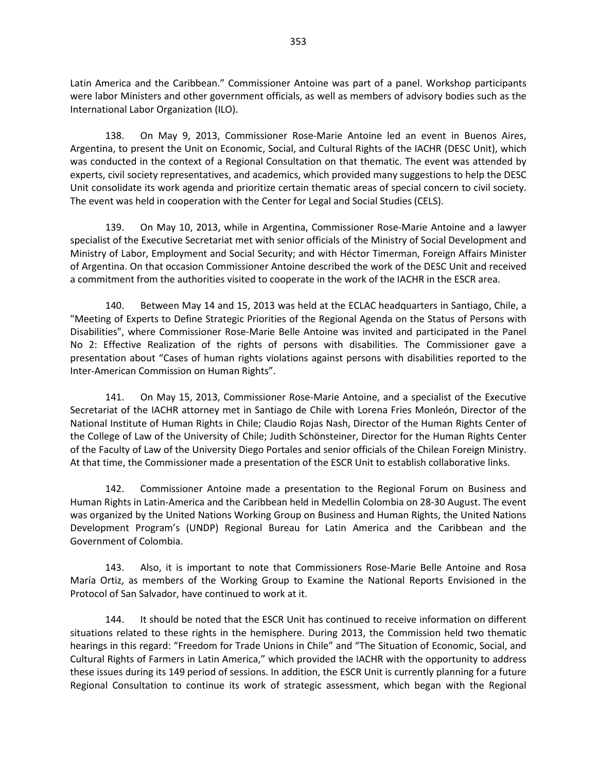Latin America and the Caribbean." Commissioner Antoine was part of a panel. Workshop participants were labor Ministers and other government officials, as well as members of advisory bodies such as the International Labor Organization (ILO).

138. On May 9, 2013, Commissioner Rose-Marie Antoine led an event in Buenos Aires, Argentina, to present the Unit on Economic, Social, and Cultural Rights of the IACHR (DESC Unit), which was conducted in the context of a Regional Consultation on that thematic. The event was attended by experts, civil society representatives, and academics, which provided many suggestions to help the DESC Unit consolidate its work agenda and prioritize certain thematic areas of special concern to civil society. The event was held in cooperation with the Center for Legal and Social Studies (CELS).

139. On May 10, 2013, while in Argentina, Commissioner Rose-Marie Antoine and a lawyer specialist of the Executive Secretariat met with senior officials of the Ministry of Social Development and Ministry of Labor, Employment and Social Security; and with Héctor Timerman, Foreign Affairs Minister of Argentina. On that occasion Commissioner Antoine described the work of the DESC Unit and received a commitment from the authorities visited to cooperate in the work of the IACHR in the ESCR area.

140. Between May 14 and 15, 2013 was held at the ECLAC headquarters in Santiago, Chile, a "Meeting of Experts to Define Strategic Priorities of the Regional Agenda on the Status of Persons with Disabilities", where Commissioner Rose-Marie Belle Antoine was invited and participated in the Panel No 2: Effective Realization of the rights of persons with disabilities. The Commissioner gave a presentation about "Cases of human rights violations against persons with disabilities reported to the Inter-American Commission on Human Rights".

141. On May 15, 2013, Commissioner Rose-Marie Antoine, and a specialist of the Executive Secretariat of the IACHR attorney met in Santiago de Chile with Lorena Fries Monleón, Director of the National Institute of Human Rights in Chile; Claudio Rojas Nash, Director of the Human Rights Center of the College of Law of the University of Chile; Judith Schönsteiner, Director for the Human Rights Center of the Faculty of Law of the University Diego Portales and senior officials of the Chilean Foreign Ministry. At that time, the Commissioner made a presentation of the ESCR Unit to establish collaborative links.

142. Commissioner Antoine made a presentation to the Regional Forum on Business and Human Rights in Latin-America and the Caribbean held in Medellin Colombia on 28-30 August. The event was organized by the United Nations Working Group on Business and Human Rights, the United Nations Development Program's (UNDP) Regional Bureau for Latin America and the Caribbean and the Government of Colombia.

143. Also, it is important to note that Commissioners Rose-Marie Belle Antoine and Rosa María Ortiz, as members of the Working Group to Examine the National Reports Envisioned in the Protocol of San Salvador, have continued to work at it.

144. It should be noted that the ESCR Unit has continued to receive information on different situations related to these rights in the hemisphere. During 2013, the Commission held two thematic hearings in this regard: "Freedom for Trade Unions in Chile" and "The Situation of Economic, Social, and Cultural Rights of Farmers in Latin America," which provided the IACHR with the opportunity to address these issues during its 149 period of sessions. In addition, the ESCR Unit is currently planning for a future Regional Consultation to continue its work of strategic assessment, which began with the Regional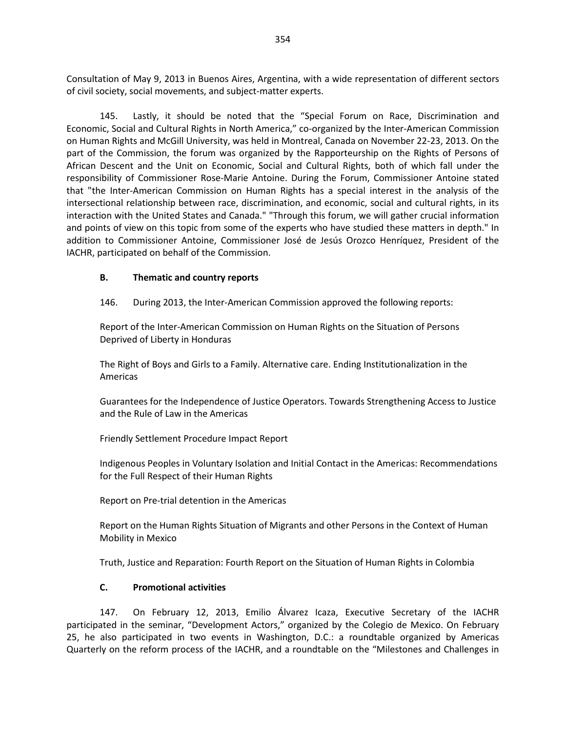Consultation of May 9, 2013 in Buenos Aires, Argentina, with a wide representation of different sectors of civil society, social movements, and subject-matter experts.

145. Lastly, it should be noted that the "Special Forum on Race, Discrimination and Economic, Social and Cultural Rights in North America," co-organized by the Inter-American Commission on Human Rights and McGill University, was held in Montreal, Canada on November 22-23, 2013. On the part of the Commission, the forum was organized by the Rapporteurship on the Rights of Persons of African Descent and the Unit on Economic, Social and Cultural Rights, both of which fall under the responsibility of Commissioner Rose-Marie Antoine. During the Forum, Commissioner Antoine stated that "the Inter-American Commission on Human Rights has a special interest in the analysis of the intersectional relationship between race, discrimination, and economic, social and cultural rights, in its interaction with the United States and Canada." "Through this forum, we will gather crucial information and points of view on this topic from some of the experts who have studied these matters in depth." In addition to Commissioner Antoine, Commissioner José de Jesús Orozco Henríquez, President of the IACHR, participated on behalf of the Commission.

## B. Thematic and country reports

146. During 2013, the Inter-American Commission approved the following reports:

Report of the Inter-American Commission on Human Rights on the Situation of Persons Deprived of Liberty in Honduras

The Right of Boys and Girls to a Family. Alternative care. Ending Institutionalization in the Americas

Guarantees for the Independence of Justice Operators. Towards Strengthening Access to Justice and the Rule of Law in the Americas

Friendly Settlement Procedure Impact Report

Indigenous Peoples in Voluntary Isolation and Initial Contact in the Americas: Recommendations for the Full Respect of their Human Rights

Report on Pre-trial detention in the Americas

Report on the Human Rights Situation of Migrants and other Persons in the Context of Human Mobility in Mexico

Truth, Justice and Reparation: Fourth Report on the Situation of Human Rights in Colombia

## C. Promotional activities

147. On February 12, 2013, Emilio Álvarez Icaza, Executive Secretary of the IACHR participated in the seminar, "Development Actors," organized by the Colegio de Mexico. On February 25, he also participated in two events in Washington, D.C.: a roundtable organized by Americas Quarterly on the reform process of the IACHR, and a roundtable on the "Milestones and Challenges in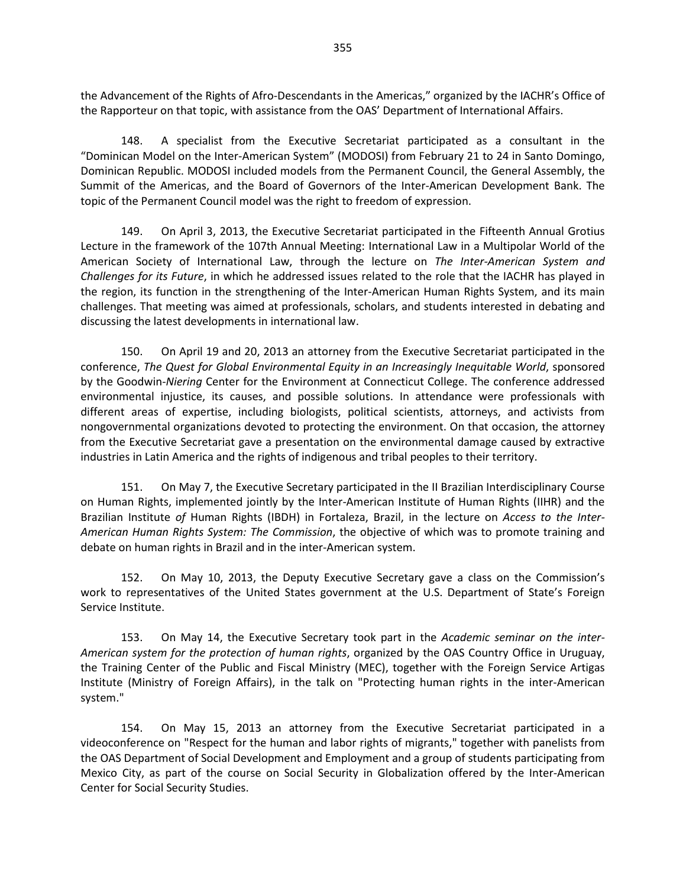the Advancement of the Rights of Afro-Descendants in the Americas," organized by the IACHR's Office of the Rapporteur on that topic, with assistance from the OAS' Department of International Affairs.

148. A specialist from the Executive Secretariat participated as a consultant in the "Dominican Model on the Inter-American System" (MODOSI) from February 21 to 24 in Santo Domingo, Dominican Republic. MODOSI included models from the Permanent Council, the General Assembly, the Summit of the Americas, and the Board of Governors of the Inter-American Development Bank. The topic of the Permanent Council model was the right to freedom of expression.

149. On April 3, 2013, the Executive Secretariat participated in the Fifteenth Annual Grotius Lecture in the framework of the 107th Annual Meeting: International Law in a Multipolar World of the American Society of International Law, through the lecture on *The Inter-American System and Challenges for its Future*, in which he addressed issues related to the role that the IACHR has played in the region, its function in the strengthening of the Inter-American Human Rights System, and its main challenges. That meeting was aimed at professionals, scholars, and students interested in debating and discussing the latest developments in international law.

150. On April 19 and 20, 2013 an attorney from the Executive Secretariat participated in the conference, *The Quest for Global Environmental Equity in an Increasingly Inequitable World*, sponsored by the Goodwin-*Niering* Center for the Environment at Connecticut College. The conference addressed environmental injustice, its causes, and possible solutions. In attendance were professionals with different areas of expertise, including biologists, political scientists, attorneys, and activists from nongovernmental organizations devoted to protecting the environment. On that occasion, the attorney from the Executive Secretariat gave a presentation on the environmental damage caused by extractive industries in Latin America and the rights of indigenous and tribal peoples to their territory.

151. On May 7, the Executive Secretary participated in the II Brazilian Interdisciplinary Course on Human Rights, implemented jointly by the Inter-American Institute of Human Rights (IIHR) and the Brazilian Institute *of* Human Rights (IBDH) in Fortaleza, Brazil, in the lecture on *Access to the Inter-American Human Rights System: The Commission*, the objective of which was to promote training and debate on human rights in Brazil and in the inter-American system.

152. On May 10, 2013, the Deputy Executive Secretary gave a class on the Commission's work to representatives of the United States government at the U.S. Department of State's Foreign Service Institute.

153. On May 14, the Executive Secretary took part in the *Academic seminar on the inter-American system for the protection of human rights*, organized by the OAS Country Office in Uruguay, the Training Center of the Public and Fiscal Ministry (MEC), together with the Foreign Service Artigas Institute (Ministry of Foreign Affairs), in the talk on "Protecting human rights in the inter-American system."

154. On May 15, 2013 an attorney from the Executive Secretariat participated in a videoconference on "Respect for the human and labor rights of migrants," together with panelists from the OAS Department of Social Development and Employment and a group of students participating from Mexico City, as part of the course on Social Security in Globalization offered by the Inter-American Center for Social Security Studies.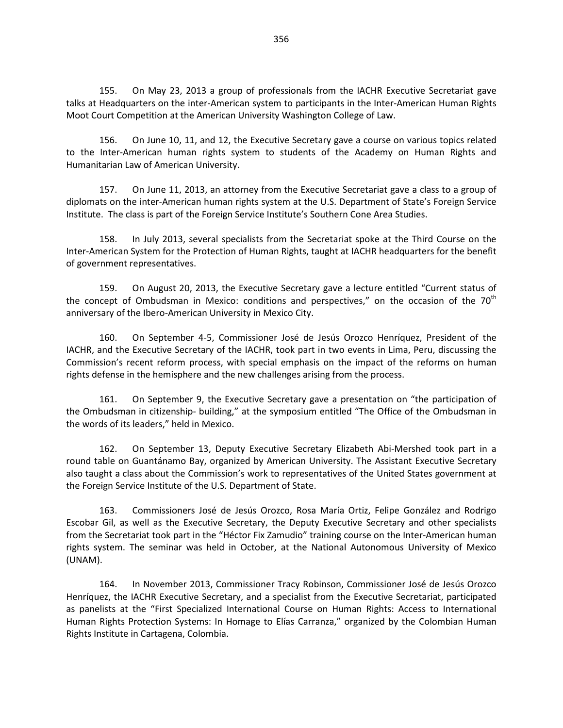155. On May 23, 2013 a group of professionals from the IACHR Executive Secretariat gave talks at Headquarters on the inter-American system to participants in the Inter-American Human Rights Moot Court Competition at the American University Washington College of Law.

156. On June 10, 11, and 12, the Executive Secretary gave a course on various topics related to the Inter-American human rights system to students of the Academy on Human Rights and Humanitarian Law of American University.

157. On June 11, 2013, an attorney from the Executive Secretariat gave a class to a group of diplomats on the inter-American human rights system at the U.S. Department of State's Foreign Service Institute. The class is part of the Foreign Service Institute's Southern Cone Area Studies.

158. In July 2013, several specialists from the Secretariat spoke at the Third Course on the Inter-American System for the Protection of Human Rights, taught at IACHR headquarters for the benefit of government representatives.

159. On August 20, 2013, the Executive Secretary gave a lecture entitled "Current status of the concept of Ombudsman in Mexico: conditions and perspectives," on the occasion of the 70th anniversary of the Ibero-American University in Mexico City.

160. On September 4-5, Commissioner José de Jesús Orozco Henríquez, President of the IACHR, and the Executive Secretary of the IACHR, took part in two events in Lima, Peru, discussing the Commission's recent reform process, with special emphasis on the impact of the reforms on human rights defense in the hemisphere and the new challenges arising from the process.

161. On September 9, the Executive Secretary gave a presentation on "the participation of the Ombudsman in citizenship- building," at the symposium entitled "The Office of the Ombudsman in the words of its leaders," held in Mexico.

162. On September 13, Deputy Executive Secretary Elizabeth Abi-Mershed took part in a round table on Guantánamo Bay, organized by American University. The Assistant Executive Secretary also taught a class about the Commission's work to representatives of the United States government at the Foreign Service Institute of the U.S. Department of State.

163. Commissioners José de Jesús Orozco, Rosa María Ortiz, Felipe González and Rodrigo Escobar Gil, as well as the Executive Secretary, the Deputy Executive Secretary and other specialists from the Secretariat took part in the "Héctor Fix Zamudio" training course on the Inter-American human rights system. The seminar was held in October, at the National Autonomous University of Mexico (UNAM).

164. In November 2013, Commissioner Tracy Robinson, Commissioner José de Jesús Orozco Henríquez, the IACHR Executive Secretary, and a specialist from the Executive Secretariat, participated as panelists at the "First Specialized International Course on Human Rights: Access to International Human Rights Protection Systems: In Homage to Elías Carranza," organized by the Colombian Human Rights Institute in Cartagena, Colombia.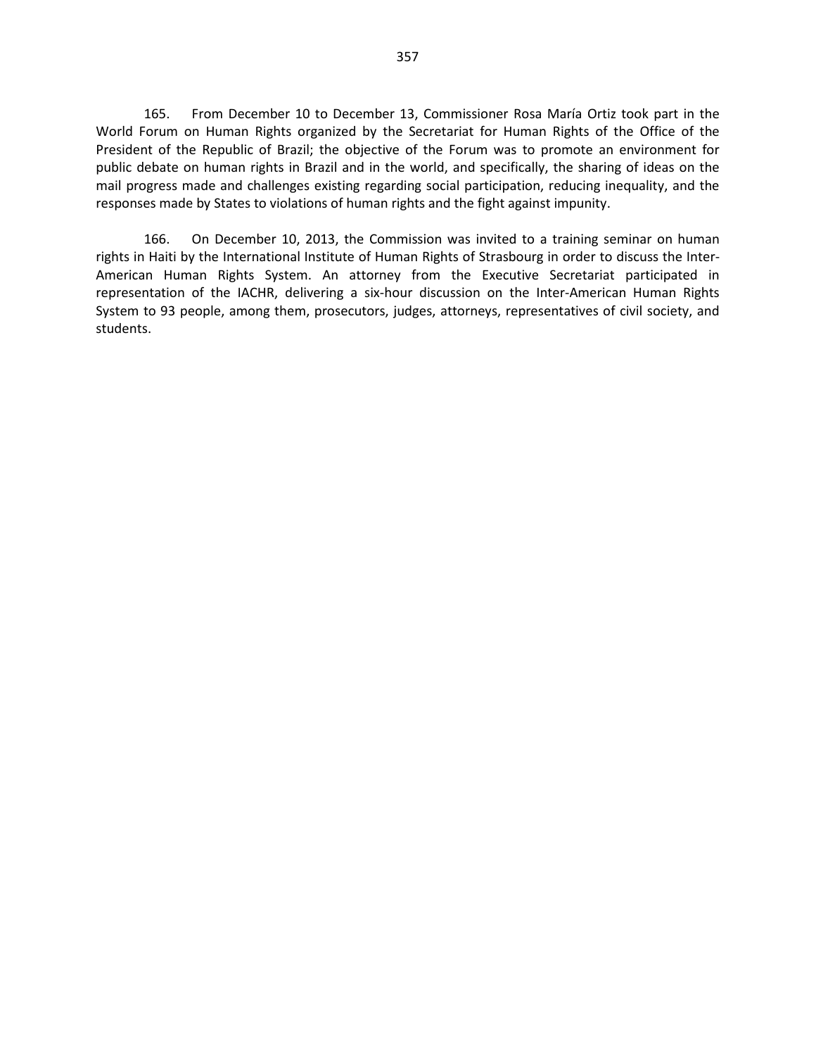165. From December 10 to December 13, Commissioner Rosa María Ortiz took part in the World Forum on Human Rights organized by the Secretariat for Human Rights of the Office of the President of the Republic of Brazil; the objective of the Forum was to promote an environment for public debate on human rights in Brazil and in the world, and specifically, the sharing of ideas on the mail progress made and challenges existing regarding social participation, reducing inequality, and the responses made by States to violations of human rights and the fight against impunity.

166. On December 10, 2013, the Commission was invited to a training seminar on human rights in Haiti by the International Institute of Human Rights of Strasbourg in order to discuss the Inter-American Human Rights System. An attorney from the Executive Secretariat participated in representation of the IACHR, delivering a six-hour discussion on the Inter-American Human Rights System to 93 people, among them, prosecutors, judges, attorneys, representatives of civil society, and students.